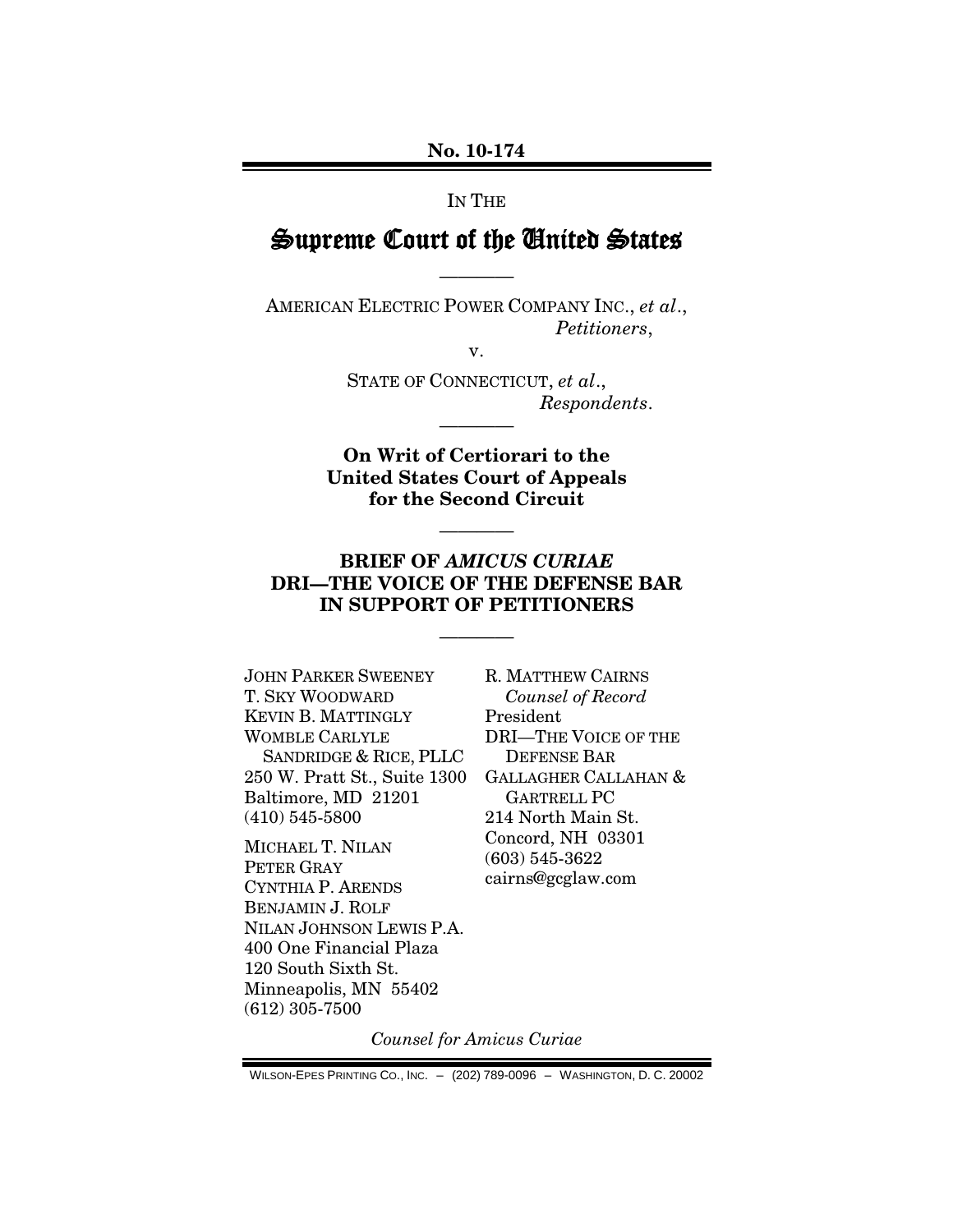No. 10-174

IN THE

# Supreme Court of the United States

————

AMERICAN ELECTRIC POWER COMPANY INC., *et al*.,
*Petitioners*,

v.

STATE OF CONNECTICUT, *et al*.,
*Respondents*.

————

**On Writ of Certiorari to the United States Court of Appeals for the Second Circuit**

————

**BRIEF OF *AMICUS CURIAE* DRI—THE VOICE OF THE DEFENSE BAR IN SUPPORT OF PETITIONERS**

————

JOHN PARKER SWEENEY
T. SKY WOODWARD
KEVIN B. MATTINGLY
WOMBLE CARLYLE SANDRIDGE & RICE, PLLC
250 W. Pratt St., Suite 1300
Baltimore, MD 21201
(410) 545-5800

MICHAEL T. NILAN
PETER GRAY
CYNTHIA P. ARENDS
BENJAMIN J. ROLF
NILAN JOHNSON LEWIS P.A.
400 One Financial Plaza
120 South Sixth St.
Minneapolis, MN 55402
(612) 305-7500

R. MATTHEW CAIRNS
*Counsel of Record*
President
DRI—THE VOICE OF THE DEFENSE BAR
GALLAGHER CALLAHAN & GARTRELL PC
214 North Main St.
Concord, NH 03301
(603) 545-3622
cairns@gcglaw.com

*Counsel for Amicus Curiae*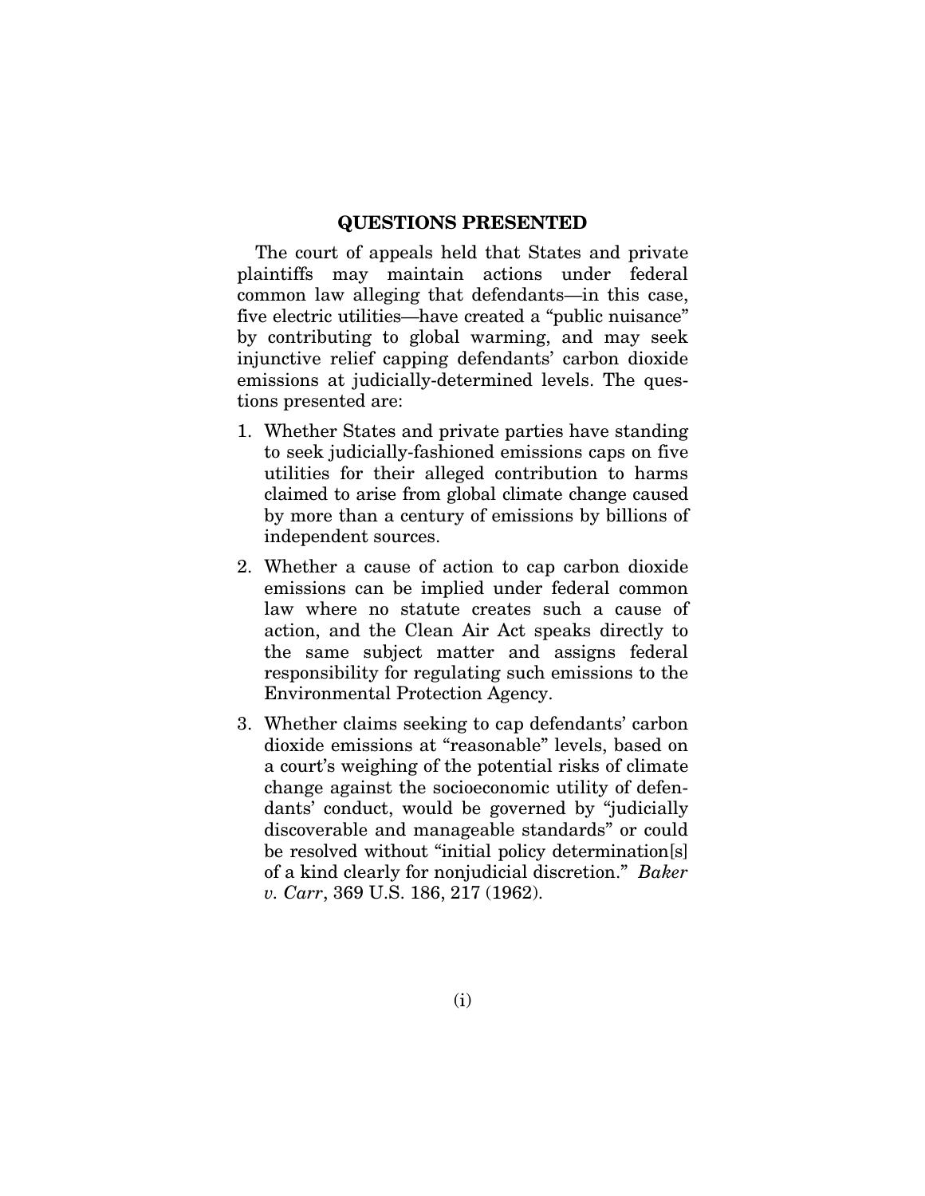## QUESTIONS PRESENTED

The court of appeals held that States and private plaintiffs may maintain actions under federal common law alleging that defendants—in this case, five electric utilities—have created a "public nuisance" by contributing to global warming, and may seek injunctive relief capping defendants' carbon dioxide emissions at judicially-determined levels. The questions presented are:

1. Whether States and private parties have standing to seek judicially-fashioned emissions caps on five utilities for their alleged contribution to harms claimed to arise from global climate change caused by more than a century of emissions by billions of independent sources.
2. Whether a cause of action to cap carbon dioxide emissions can be implied under federal common law where no statute creates such a cause of action, and the Clean Air Act speaks directly to the same subject matter and assigns federal responsibility for regulating such emissions to the Environmental Protection Agency.
3. Whether claims seeking to cap defendants' carbon dioxide emissions at "reasonable" levels, based on a court's weighing of the potential risks of climate change against the socioeconomic utility of defendants' conduct, would be governed by "judicially discoverable and manageable standards" or could be resolved without "initial policy determination[s] of a kind clearly for nonjudicial discretion." *Baker v. Carr*, 369 U.S. 186, 217 (1962).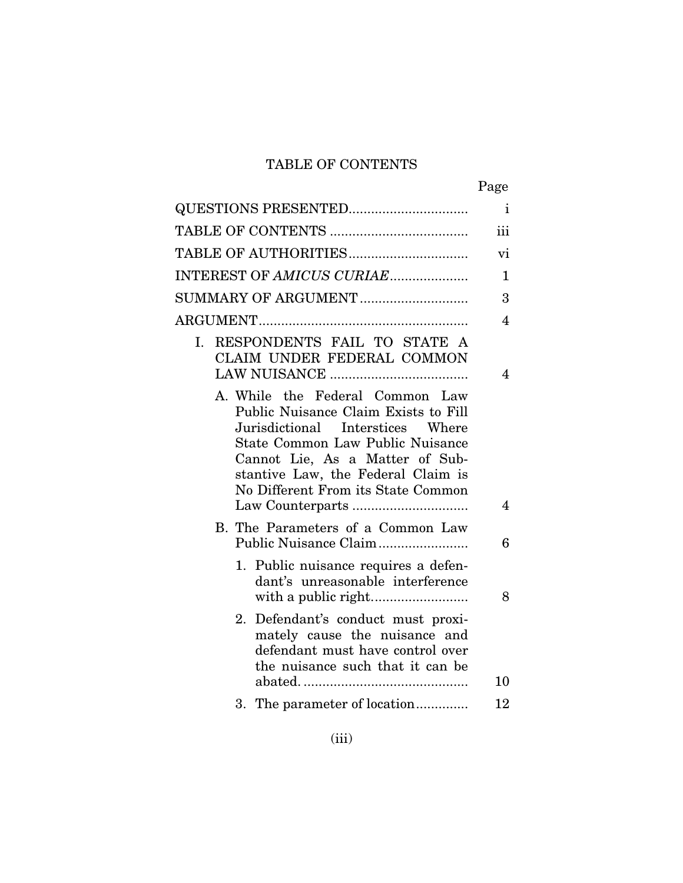# TABLE OF CONTENTS

| | Page |
|---|---|
| QUESTIONS PRESENTED | i |
| TABLE OF CONTENTS | iii |
| TABLE OF AUTHORITIES | vi |
| INTEREST OF *AMICUS CURIAE* | 1 |
| SUMMARY OF ARGUMENT | 3 |
| ARGUMENT | 4 |
| I. RESPONDENTS FAIL TO STATE A CLAIM UNDER FEDERAL COMMON LAW NUISANCE | 4 |
| A. While the Federal Common Law Public Nuisance Claim Exists to Fill Jurisdictional Interstices Where State Common Law Public Nuisance Cannot Lie, As a Matter of Substantive Law, the Federal Claim is No Different From its State Common Law Counterparts | 4 |
| B. The Parameters of a Common Law Public Nuisance Claim | 6 |
| 1. Public nuisance requires a defendant's unreasonable interference with a public right | 8 |
| 2. Defendant's conduct must proximately cause the nuisance and defendant must have control over the nuisance such that it can be abated. | 10 |
| 3. The parameter of location | 12 |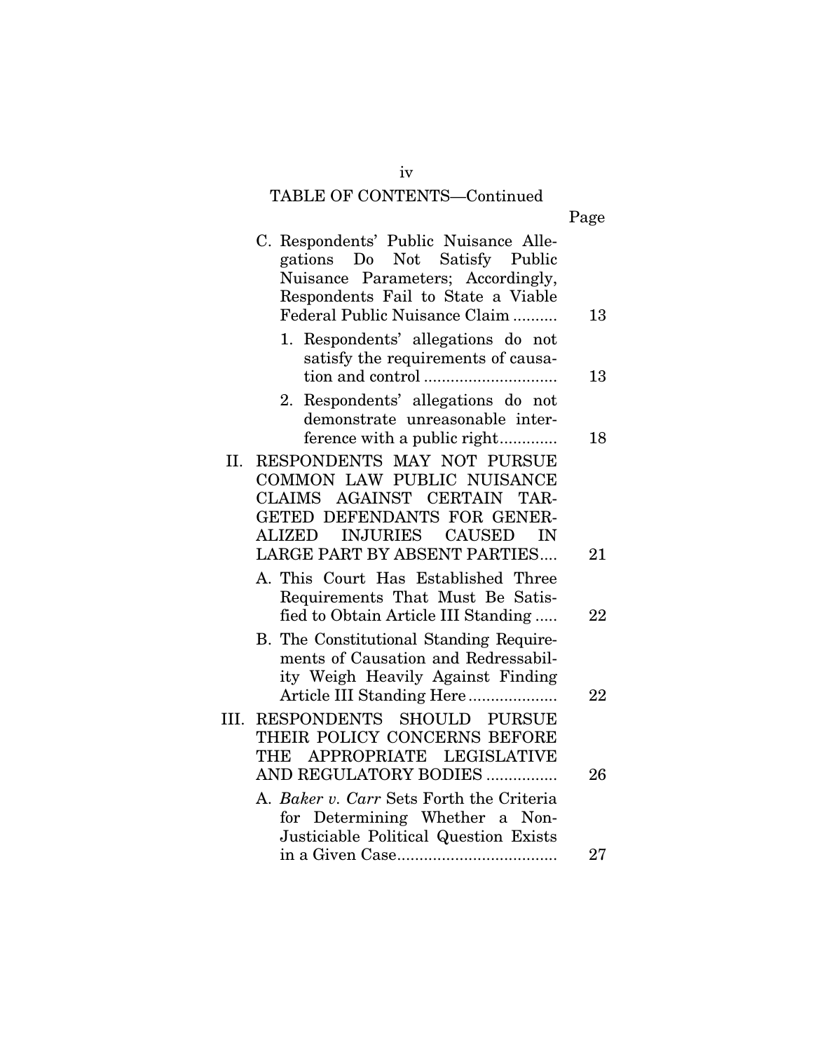TABLE OF CONTENTS—Continued

| | Page |
|---|---|
| C. Respondents' Public Nuisance Allegations Do Not Satisfy Public Nuisance Parameters; Accordingly, Respondents Fail to State a Viable Federal Public Nuisance Claim .......... | 13 |
| 1. Respondents' allegations do not satisfy the requirements of causation and control ............................. | 13 |
| 2. Respondents' allegations do not demonstrate unreasonable interference with a public right............. | 18 |
| II. RESPONDENTS MAY NOT PURSUE COMMON LAW PUBLIC NUISANCE CLAIMS AGAINST CERTAIN TARGETED DEFENDANTS FOR GENERALIZED INJURIES CAUSED IN LARGE PART BY ABSENT PARTIES.... | 21 |
| A. This Court Has Established Three Requirements That Must Be Satisfied to Obtain Article III Standing ..... | 22 |
| B. The Constitutional Standing Requirements of Causation and Redressability Weigh Heavily Against Finding Article III Standing Here .................... | 22 |
| III. RESPONDENTS SHOULD PURSUE THEIR POLICY CONCERNS BEFORE THE APPROPRIATE LEGISLATIVE AND REGULATORY BODIES ................ | 26 |
| A. *Baker v. Carr* Sets Forth the Criteria for Determining Whether a Non-Justiciable Political Question Exists in a Given Case.................................... | 27 |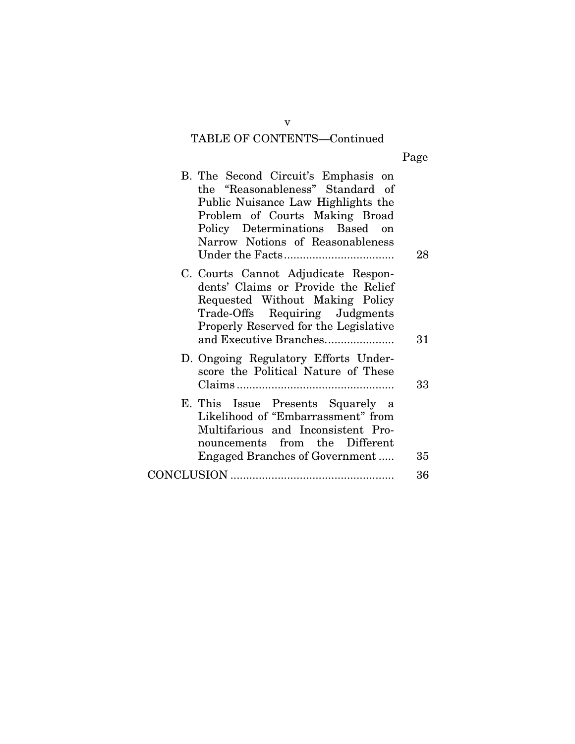## TABLE OF CONTENTS—Continued

| | Page |
|---|---|
| B. The Second Circuit's Emphasis on the "Reasonableness" Standard of Public Nuisance Law Highlights the Problem of Courts Making Broad Policy Determinations Based on Narrow Notions of Reasonableness Under the Facts | 28 |
| C. Courts Cannot Adjudicate Respondents' Claims or Provide the Relief Requested Without Making Policy Trade-Offs Requiring Judgments Properly Reserved for the Legislative and Executive Branches | 31 |
| D. Ongoing Regulatory Efforts Underscore the Political Nature of These Claims | 33 |
| E. This Issue Presents Squarely a Likelihood of "Embarrassment" from Multifarious and Inconsistent Pronouncements from the Different Engaged Branches of Government | 35 |
| CONCLUSION | 36 |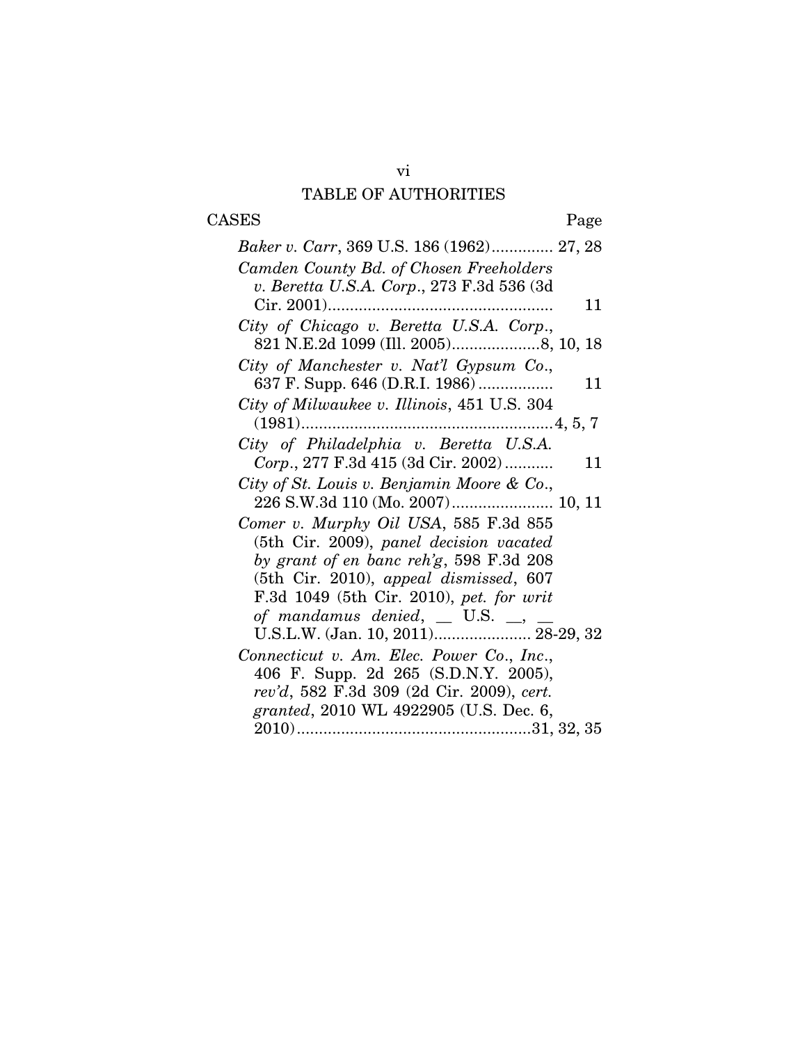# TABLE OF AUTHORITIES

CASES — Page

*Baker v. Carr*, 369 U.S. 186 (1962).............. 27, 28

*Camden County Bd. of Chosen Freeholders v. Beretta U.S.A. Corp*., 273 F.3d 536 (3d Cir. 2001)................................................... 11

*City of Chicago v. Beretta U.S.A. Corp*., 821 N.E.2d 1099 (Ill. 2005)....................8, 10, 18

*City of Manchester v. Nat'l Gypsum Co*., 637 F. Supp. 646 (D.R.I. 1986)................. 11

*City of Milwaukee v. Illinois*, 451 U.S. 304 (1981).........................................................4, 5, 7

*City of Philadelphia v. Beretta U.S.A. Corp*., 277 F.3d 415 (3d Cir. 2002)........... 11

*City of St. Louis v. Benjamin Moore & Co*., 226 S.W.3d 110 (Mo. 2007)....................... 10, 11

*Comer v. Murphy Oil USA*, 585 F.3d 855 (5th Cir. 2009), *panel decision vacated by grant of en banc reh'g*, 598 F.3d 208 (5th Cir. 2010), *appeal dismissed*, 607 F.3d 1049 (5th Cir. 2010), *pet. for writ of mandamus denied*, __ U.S. __, __ U.S.L.W. (Jan. 10, 2011)...................... 28-29, 32

*Connecticut v. Am. Elec. Power Co., Inc*., 406 F. Supp. 2d 265 (S.D.N.Y. 2005), *rev'd*, 582 F.3d 309 (2d Cir. 2009), *cert. granted*, 2010 WL 4922905 (U.S. Dec. 6, 2010).....................................................31, 32, 35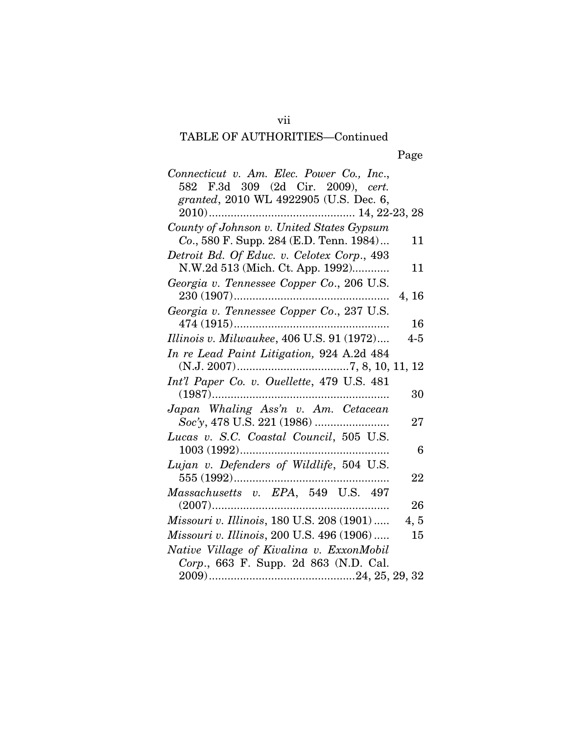## TABLE OF AUTHORITIES—Continued

| | Page |
|---|---|
| *Connecticut v. Am. Elec. Power Co., Inc.*, 582 F.3d 309 (2d Cir. 2009), *cert. granted*, 2010 WL 4922905 (U.S. Dec. 6, 2010) | 14, 22-23, 28 |
| *County of Johnson v. United States Gypsum Co.*, 580 F. Supp. 284 (E.D. Tenn. 1984) | 11 |
| *Detroit Bd. Of Educ. v. Celotex Corp.*, 493 N.W.2d 513 (Mich. Ct. App. 1992) | 11 |
| *Georgia v. Tennessee Copper Co.*, 206 U.S. 230 (1907) | 4, 16 |
| *Georgia v. Tennessee Copper Co.*, 237 U.S. 474 (1915) | 16 |
| *Illinois v. Milwaukee*, 406 U.S. 91 (1972) | 4-5 |
| *In re Lead Paint Litigation,* 924 A.2d 484 (N.J. 2007) | 7, 8, 10, 11, 12 |
| *Int'l Paper Co. v. Ouellette*, 479 U.S. 481 (1987) | 30 |
| *Japan Whaling Ass'n v. Am. Cetacean Soc'y*, 478 U.S. 221 (1986) | 27 |
| *Lucas v. S.C. Coastal Council*, 505 U.S. 1003 (1992) | 6 |
| *Lujan v. Defenders of Wildlife*, 504 U.S. 555 (1992) | 22 |
| *Massachusetts v. EPA*, 549 U.S. 497 (2007) | 26 |
| *Missouri v. Illinois*, 180 U.S. 208 (1901) | 4, 5 |
| *Missouri v. Illinois*, 200 U.S. 496 (1906) | 15 |
| *Native Village of Kivalina v. ExxonMobil Corp.*, 663 F. Supp. 2d 863 (N.D. Cal. 2009) | 24, 25, 29, 32 |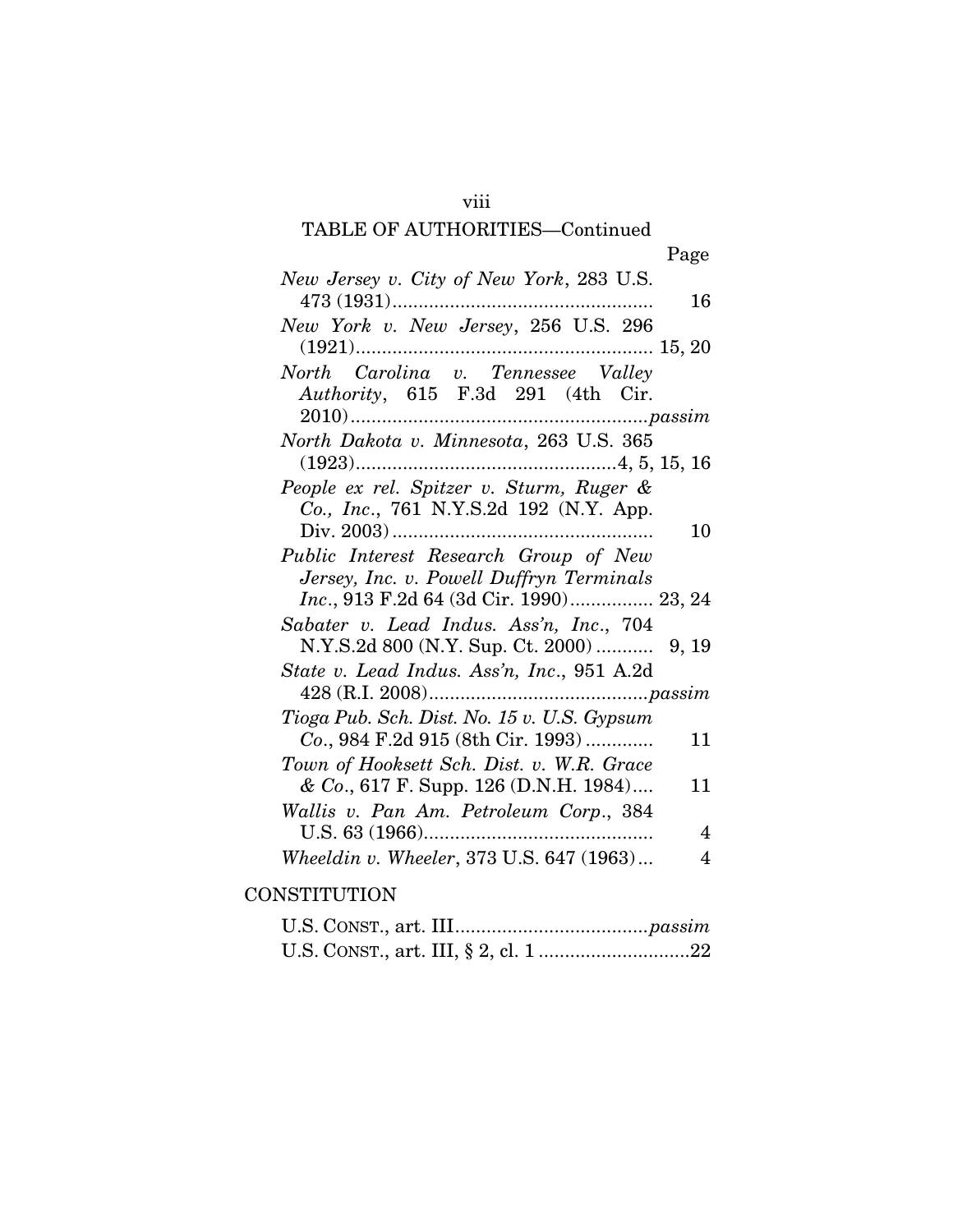TABLE OF AUTHORITIES—Continued

Page

*New Jersey v. City of New York*, 283 U.S. 473 (1931) .................................................. 16

*New York v. New Jersey*, 256 U.S. 296 (1921) .......................................................... 15, 20

*North Carolina v. Tennessee Valley Authority*, 615 F.3d 291 (4th Cir. 2010) .......................................................... *passim*

*North Dakota v. Minnesota*, 263 U.S. 365 (1923) .................................................. 4, 5, 15, 16

*People ex rel. Spitzer v. Sturm, Ruger & Co., Inc.*, 761 N.Y.S.2d 192 (N.Y. App. Div. 2003) .................................................. 10

*Public Interest Research Group of New Jersey, Inc. v. Powell Duffryn Terminals Inc.*, 913 F.2d 64 (3d Cir. 1990) ................ 23, 24

*Sabater v. Lead Indus. Ass'n, Inc.*, 704 N.Y.S.2d 800 (N.Y. Sup. Ct. 2000) ........... 9, 19

*State v. Lead Indus. Ass'n, Inc.*, 951 A.2d 428 (R.I. 2008) .......................................... *passim*

*Tioga Pub. Sch. Dist. No. 15 v. U.S. Gypsum Co.*, 984 F.2d 915 (8th Cir. 1993) ............ 11

*Town of Hooksett Sch. Dist. v. W.R. Grace & Co.*, 617 F. Supp. 126 (D.N.H. 1984) .... 11

*Wallis v. Pan Am. Petroleum Corp.*, 384 U.S. 63 (1966) ............................................ 4

*Wheeldin v. Wheeler*, 373 U.S. 647 (1963) ... 4

## CONSTITUTION

U.S. CONST., art. III ..................................... *passim*

U.S. CONST., art. III, § 2, cl. 1 ............................. 22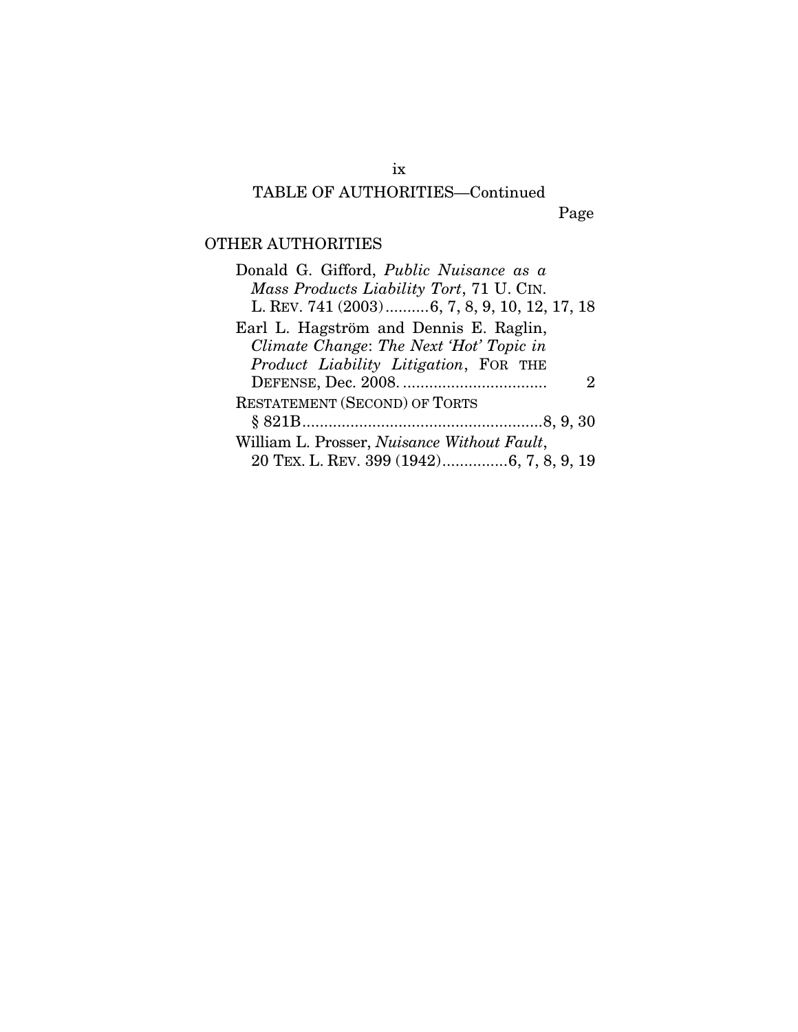## TABLE OF AUTHORITIES—Continued

Page

### OTHER AUTHORITIES

Donald G. Gifford, *Public Nuisance as a Mass Products Liability Tort*, 71 U. CIN. L. REV. 741 (2003) .......... 6, 7, 8, 9, 10, 12, 17, 18

Earl L. Hagström and Dennis E. Raglin, *Climate Change*: *The Next 'Hot' Topic in Product Liability Litigation*, FOR THE DEFENSE, Dec. 2008. ................................ 2

RESTATEMENT (SECOND) OF TORTS § 821B ....................................................... 8, 9, 30

William L. Prosser, *Nuisance Without Fault*, 20 TEX. L. REV. 399 (1942) ............... 6, 7, 8, 9, 19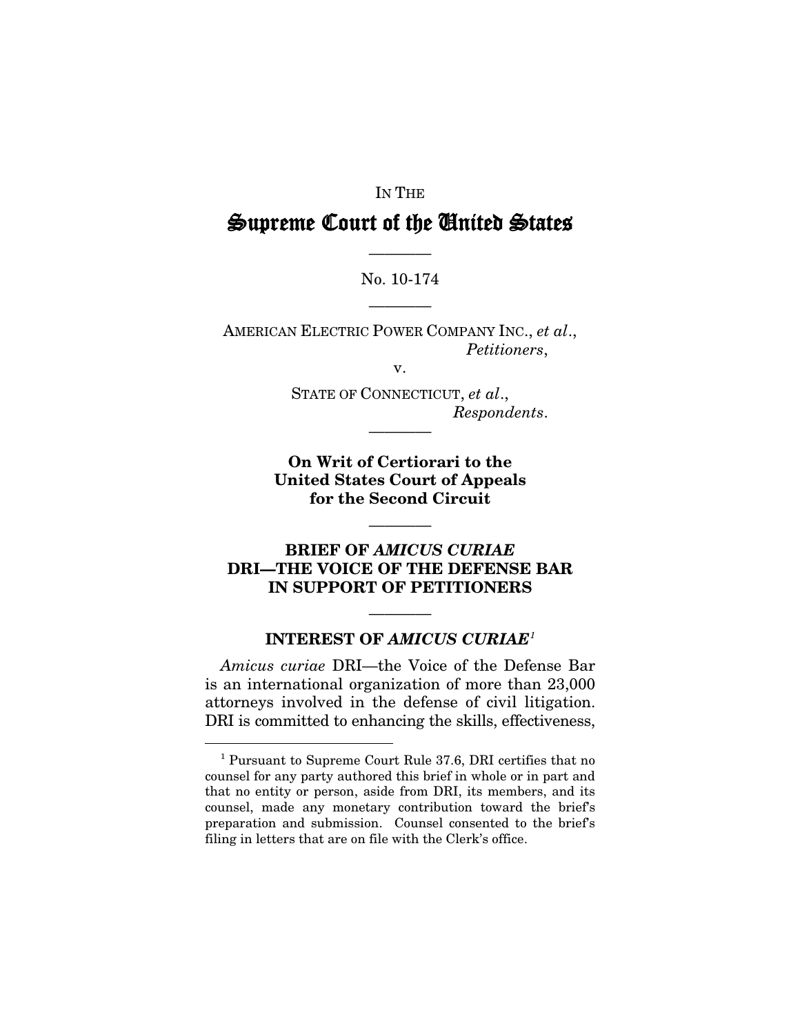IN THE

# Supreme Court of the United States

---

No. 10-174

---

AMERICAN ELECTRIC POWER COMPANY INC., *et al.*,
*Petitioners*,

v.

STATE OF CONNECTICUT, *et al.*,
*Respondents*.

---

**On Writ of Certiorari to the United States Court of Appeals for the Second Circuit**

---

## BRIEF OF *AMICUS CURIAE* DRI—THE VOICE OF THE DEFENSE BAR IN SUPPORT OF PETITIONERS

---

### INTEREST OF *AMICUS CURIAE*[1]

*Amicus curiae* DRI—the Voice of the Defense Bar is an international organization of more than 23,000 attorneys involved in the defense of civil litigation. DRI is committed to enhancing the skills, effectiveness,

---

[1] Pursuant to Supreme Court Rule 37.6, DRI certifies that no counsel for any party authored this brief in whole or in part and that no entity or person, aside from DRI, its members, and its counsel, made any monetary contribution toward the brief's preparation and submission. Counsel consented to the brief's filing in letters that are on file with the Clerk's office.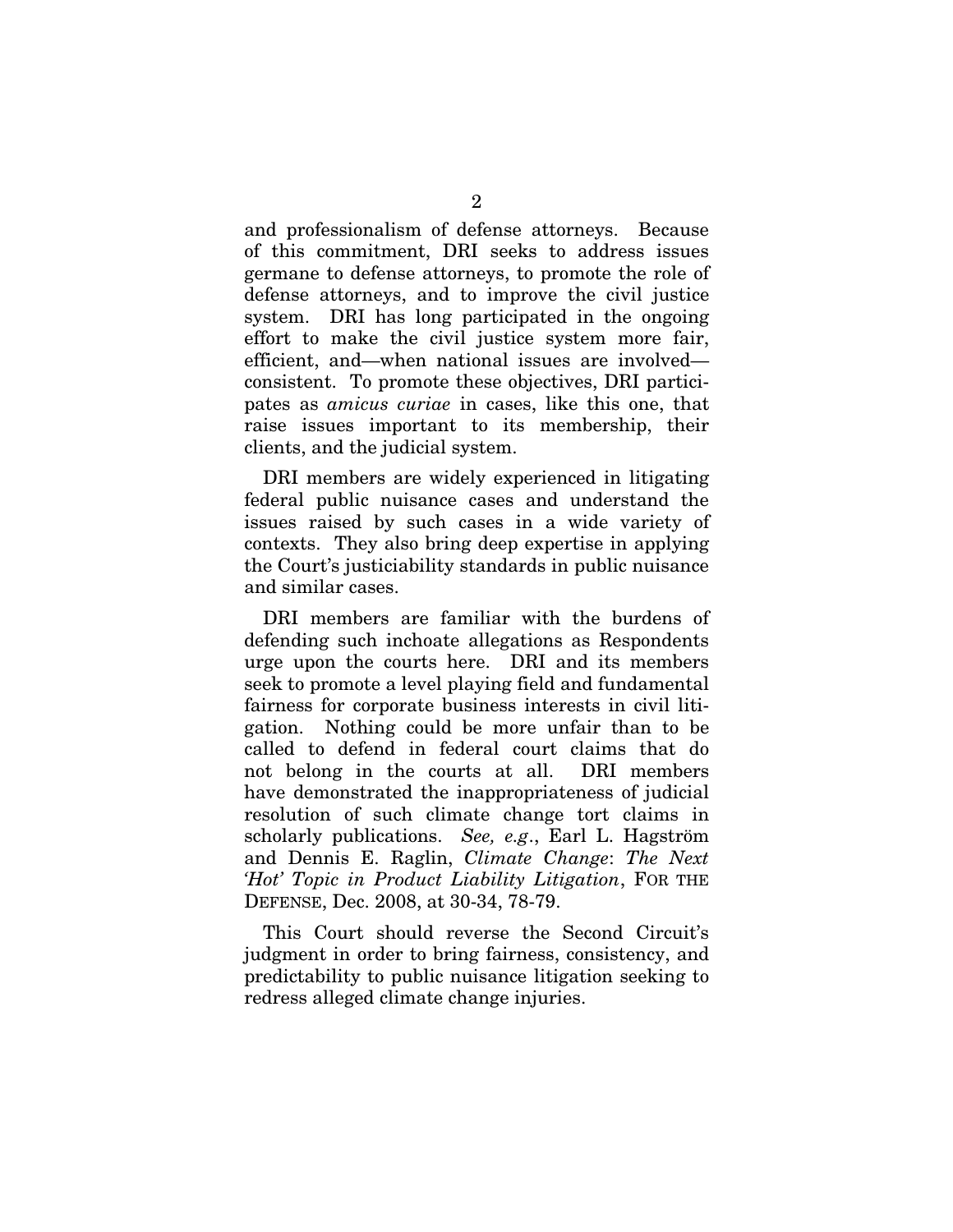and professionalism of defense attorneys. Because of this commitment, DRI seeks to address issues germane to defense attorneys, to promote the role of defense attorneys, and to improve the civil justice system. DRI has long participated in the ongoing effort to make the civil justice system more fair, efficient, and—when national issues are involved—consistent. To promote these objectives, DRI participates as *amicus curiae* in cases, like this one, that raise issues important to its membership, their clients, and the judicial system.

DRI members are widely experienced in litigating federal public nuisance cases and understand the issues raised by such cases in a wide variety of contexts. They also bring deep expertise in applying the Court's justiciability standards in public nuisance and similar cases.

DRI members are familiar with the burdens of defending such inchoate allegations as Respondents urge upon the courts here. DRI and its members seek to promote a level playing field and fundamental fairness for corporate business interests in civil litigation. Nothing could be more unfair than to be called to defend in federal court claims that do not belong in the courts at all. DRI members have demonstrated the inappropriateness of judicial resolution of such climate change tort claims in scholarly publications. *See, e.g.*, Earl L. Hagström and Dennis E. Raglin, *Climate Change*: *The Next 'Hot' Topic in Product Liability Litigation*, FOR THE DEFENSE, Dec. 2008, at 30-34, 78-79.

This Court should reverse the Second Circuit's judgment in order to bring fairness, consistency, and predictability to public nuisance litigation seeking to redress alleged climate change injuries.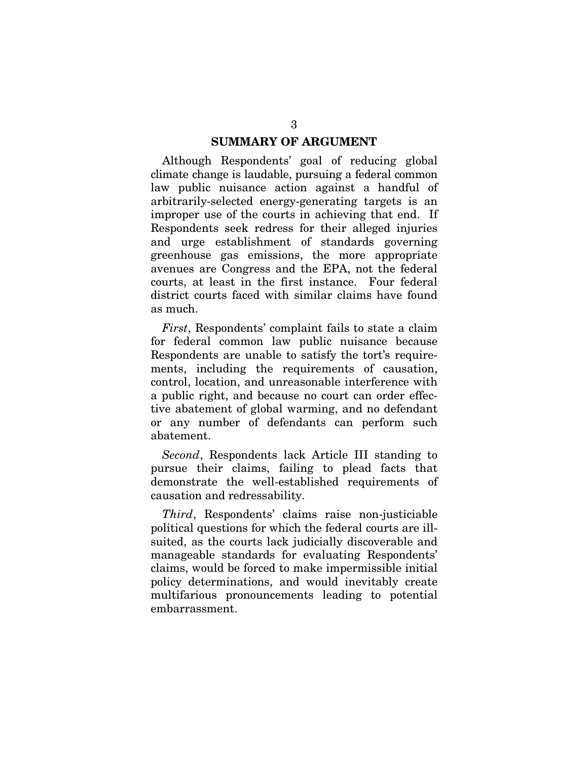## SUMMARY OF ARGUMENT

Although Respondents' goal of reducing global climate change is laudable, pursuing a federal common law public nuisance action against a handful of arbitrarily-selected energy-generating targets is an improper use of the courts in achieving that end. If Respondents seek redress for their alleged injuries and urge establishment of standards governing greenhouse gas emissions, the more appropriate avenues are Congress and the EPA, not the federal courts, at least in the first instance. Four federal district courts faced with similar claims have found as much.

*First*, Respondents' complaint fails to state a claim for federal common law public nuisance because Respondents are unable to satisfy the tort's requirements, including the requirements of causation, control, location, and unreasonable interference with a public right, and because no court can order effective abatement of global warming, and no defendant or any number of defendants can perform such abatement.

*Second*, Respondents lack Article III standing to pursue their claims, failing to plead facts that demonstrate the well-established requirements of causation and redressability.

*Third*, Respondents' claims raise non-justiciable political questions for which the federal courts are ill-suited, as the courts lack judicially discoverable and manageable standards for evaluating Respondents' claims, would be forced to make impermissible initial policy determinations, and would inevitably create multifarious pronouncements leading to potential embarrassment.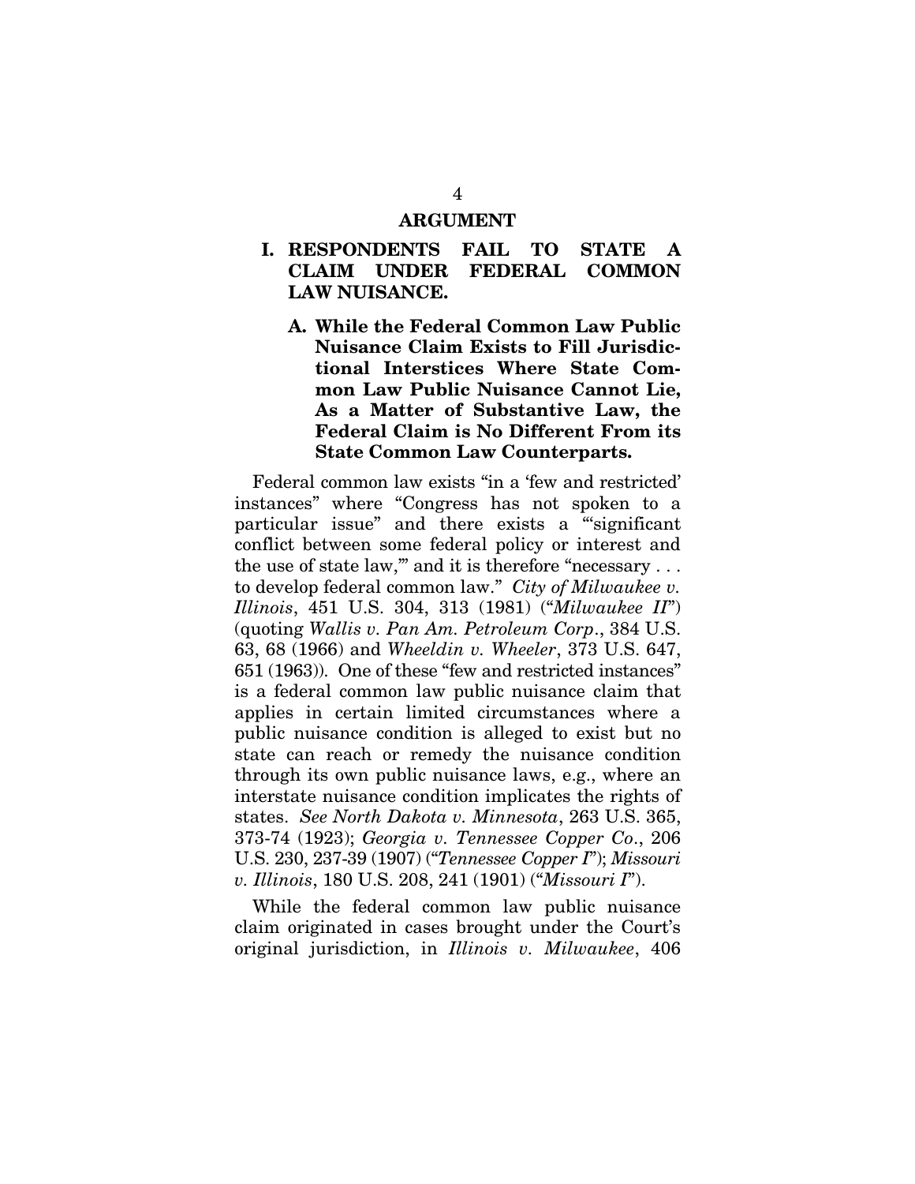## ARGUMENT

### I. RESPONDENTS FAIL TO STATE A CLAIM UNDER FEDERAL COMMON LAW NUISANCE.

#### A. While the Federal Common Law Public Nuisance Claim Exists to Fill Jurisdictional Interstices Where State Common Law Public Nuisance Cannot Lie, As a Matter of Substantive Law, the Federal Claim is No Different From its State Common Law Counterparts.

Federal common law exists "in a 'few and restricted' instances" where "Congress has not spoken to a particular issue" and there exists a "'significant conflict between some federal policy or interest and the use of state law,'" and it is therefore "necessary . . . to develop federal common law." *City of Milwaukee v. Illinois*, 451 U.S. 304, 313 (1981) ("*Milwaukee II*") (quoting *Wallis v. Pan Am. Petroleum Corp*., 384 U.S. 63, 68 (1966) and *Wheeldin v. Wheeler*, 373 U.S. 647, 651 (1963)). One of these "few and restricted instances" is a federal common law public nuisance claim that applies in certain limited circumstances where a public nuisance condition is alleged to exist but no state can reach or remedy the nuisance condition through its own public nuisance laws, e.g., where an interstate nuisance condition implicates the rights of states. *See North Dakota v. Minnesota*, 263 U.S. 365, 373-74 (1923); *Georgia v. Tennessee Copper Co*., 206 U.S. 230, 237-39 (1907) ("*Tennessee Copper I*"); *Missouri v. Illinois*, 180 U.S. 208, 241 (1901) ("*Missouri I*").

While the federal common law public nuisance claim originated in cases brought under the Court's original jurisdiction, in *Illinois v. Milwaukee*, 406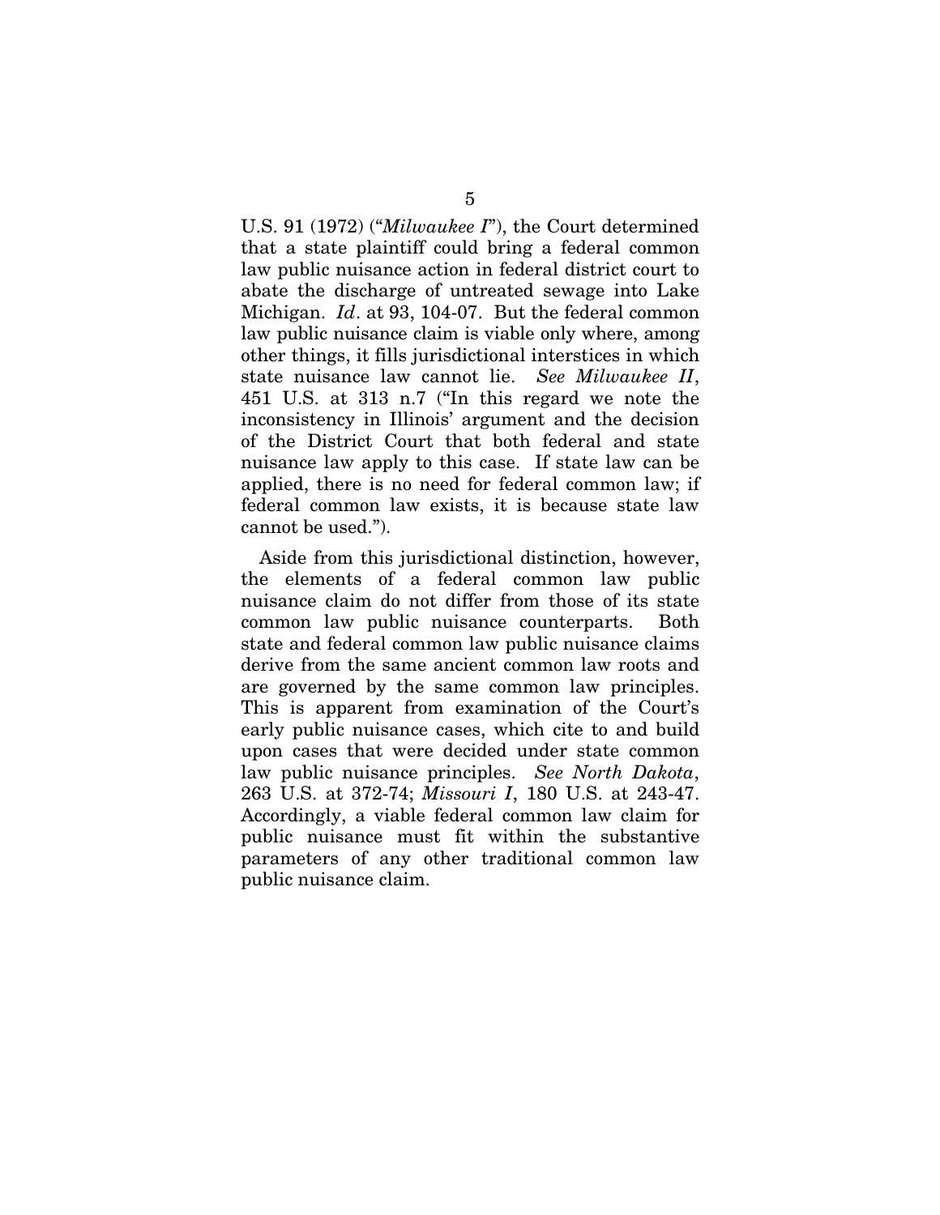U.S. 91 (1972) ("*Milwaukee I*"), the Court determined that a state plaintiff could bring a federal common law public nuisance action in federal district court to abate the discharge of untreated sewage into Lake Michigan. *Id*. at 93, 104-07. But the federal common law public nuisance claim is viable only where, among other things, it fills jurisdictional interstices in which state nuisance law cannot lie. *See Milwaukee II*, 451 U.S. at 313 n.7 ("In this regard we note the inconsistency in Illinois' argument and the decision of the District Court that both federal and state nuisance law apply to this case. If state law can be applied, there is no need for federal common law; if federal common law exists, it is because state law cannot be used.").

Aside from this jurisdictional distinction, however, the elements of a federal common law public nuisance claim do not differ from those of its state common law public nuisance counterparts. Both state and federal common law public nuisance claims derive from the same ancient common law roots and are governed by the same common law principles. This is apparent from examination of the Court's early public nuisance cases, which cite to and build upon cases that were decided under state common law public nuisance principles. *See North Dakota*, 263 U.S. at 372-74; *Missouri I*, 180 U.S. at 243-47. Accordingly, a viable federal common law claim for public nuisance must fit within the substantive parameters of any other traditional common law public nuisance claim.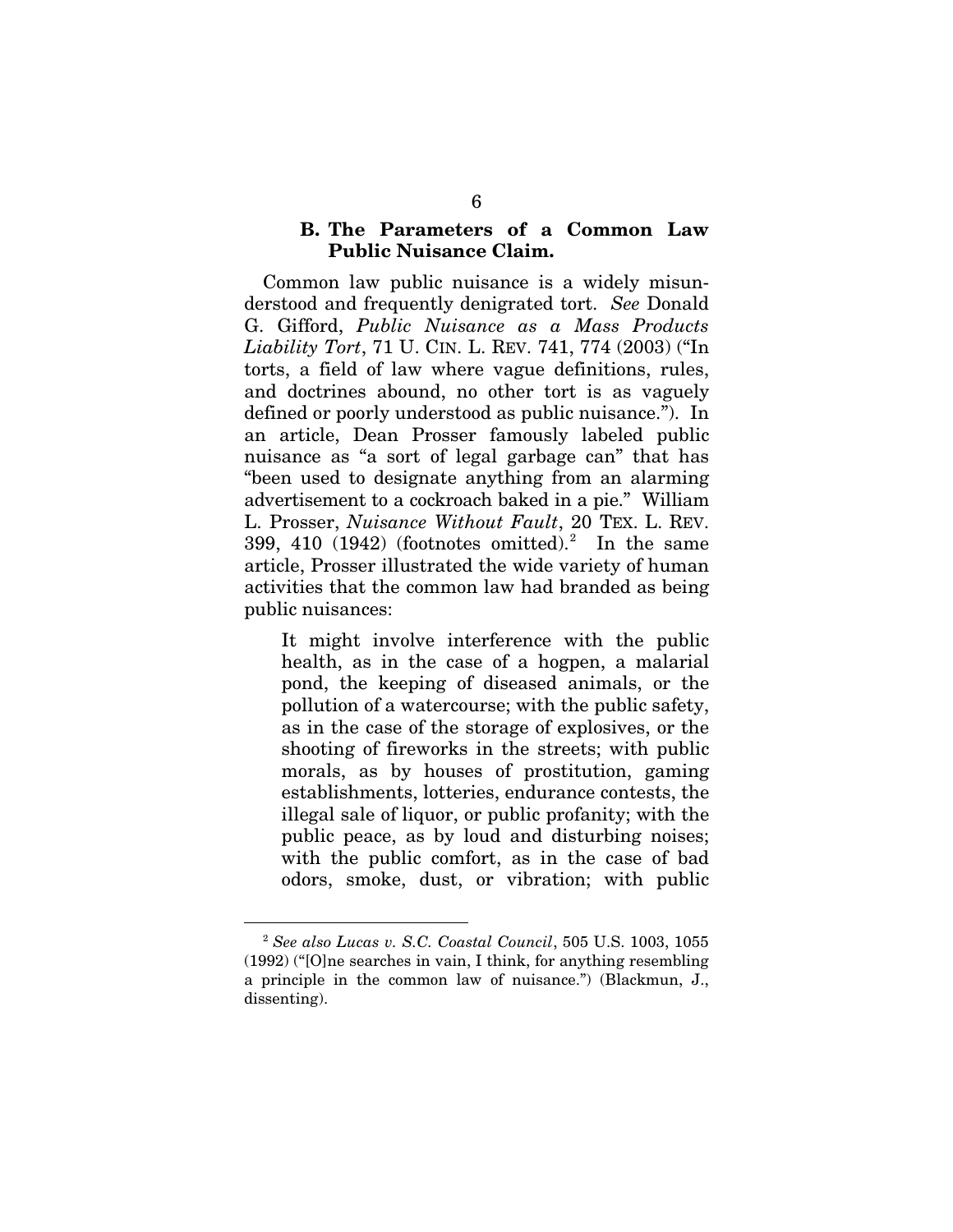### B. The Parameters of a Common Law Public Nuisance Claim.

Common law public nuisance is a widely misunderstood and frequently denigrated tort. *See* Donald G. Gifford, *Public Nuisance as a Mass Products Liability Tort*, 71 U. CIN. L. REV. 741, 774 (2003) ("In torts, a field of law where vague definitions, rules, and doctrines abound, no other tort is as vaguely defined or poorly understood as public nuisance."). In an article, Dean Prosser famously labeled public nuisance as "a sort of legal garbage can" that has "been used to designate anything from an alarming advertisement to a cockroach baked in a pie." William L. Prosser, *Nuisance Without Fault*, 20 TEX. L. REV. 399, 410 (1942) (footnotes omitted).[2] In the same article, Prosser illustrated the wide variety of human activities that the common law had branded as being public nuisances:

> It might involve interference with the public health, as in the case of a hogpen, a malarial pond, the keeping of diseased animals, or the pollution of a watercourse; with the public safety, as in the case of the storage of explosives, or the shooting of fireworks in the streets; with public morals, as by houses of prostitution, gaming establishments, lotteries, endurance contests, the illegal sale of liquor, or public profanity; with the public peace, as by loud and disturbing noises; with the public comfort, as in the case of bad odors, smoke, dust, or vibration; with public

---

[2] *See also Lucas v. S.C. Coastal Council*, 505 U.S. 1003, 1055 (1992) ("[O]ne searches in vain, I think, for anything resembling a principle in the common law of nuisance.") (Blackmun, J., dissenting).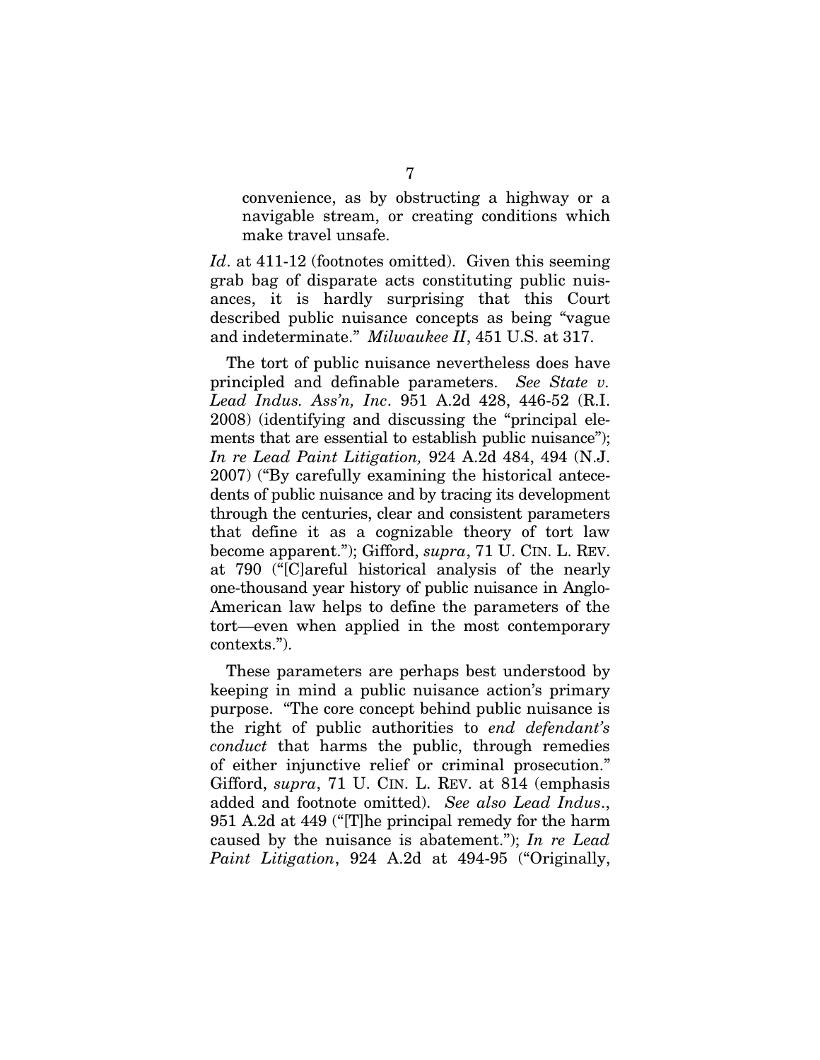> convenience, as by obstructing a highway or a navigable stream, or creating conditions which make travel unsafe.

*Id*. at 411-12 (footnotes omitted). Given this seeming grab bag of disparate acts constituting public nuisances, it is hardly surprising that this Court described public nuisance concepts as being "vague and indeterminate." *Milwaukee II*, 451 U.S. at 317.

The tort of public nuisance nevertheless does have principled and definable parameters. *See State v. Lead Indus. Ass'n, Inc*. 951 A.2d 428, 446-52 (R.I. 2008) (identifying and discussing the "principal elements that are essential to establish public nuisance"); *In re Lead Paint Litigation,* 924 A.2d 484, 494 (N.J. 2007) ("By carefully examining the historical antecedents of public nuisance and by tracing its development through the centuries, clear and consistent parameters that define it as a cognizable theory of tort law become apparent."); Gifford, *supra*, 71 U. CIN. L. REV. at 790 ("[C]areful historical analysis of the nearly one-thousand year history of public nuisance in Anglo-American law helps to define the parameters of the tort—even when applied in the most contemporary contexts.").

These parameters are perhaps best understood by keeping in mind a public nuisance action's primary purpose. "The core concept behind public nuisance is the right of public authorities to *end defendant's conduct* that harms the public, through remedies of either injunctive relief or criminal prosecution." Gifford, *supra*, 71 U. CIN. L. REV. at 814 (emphasis added and footnote omitted). *See also Lead Indus*., 951 A.2d at 449 ("[T]he principal remedy for the harm caused by the nuisance is abatement."); *In re Lead Paint Litigation*, 924 A.2d at 494-95 ("Originally,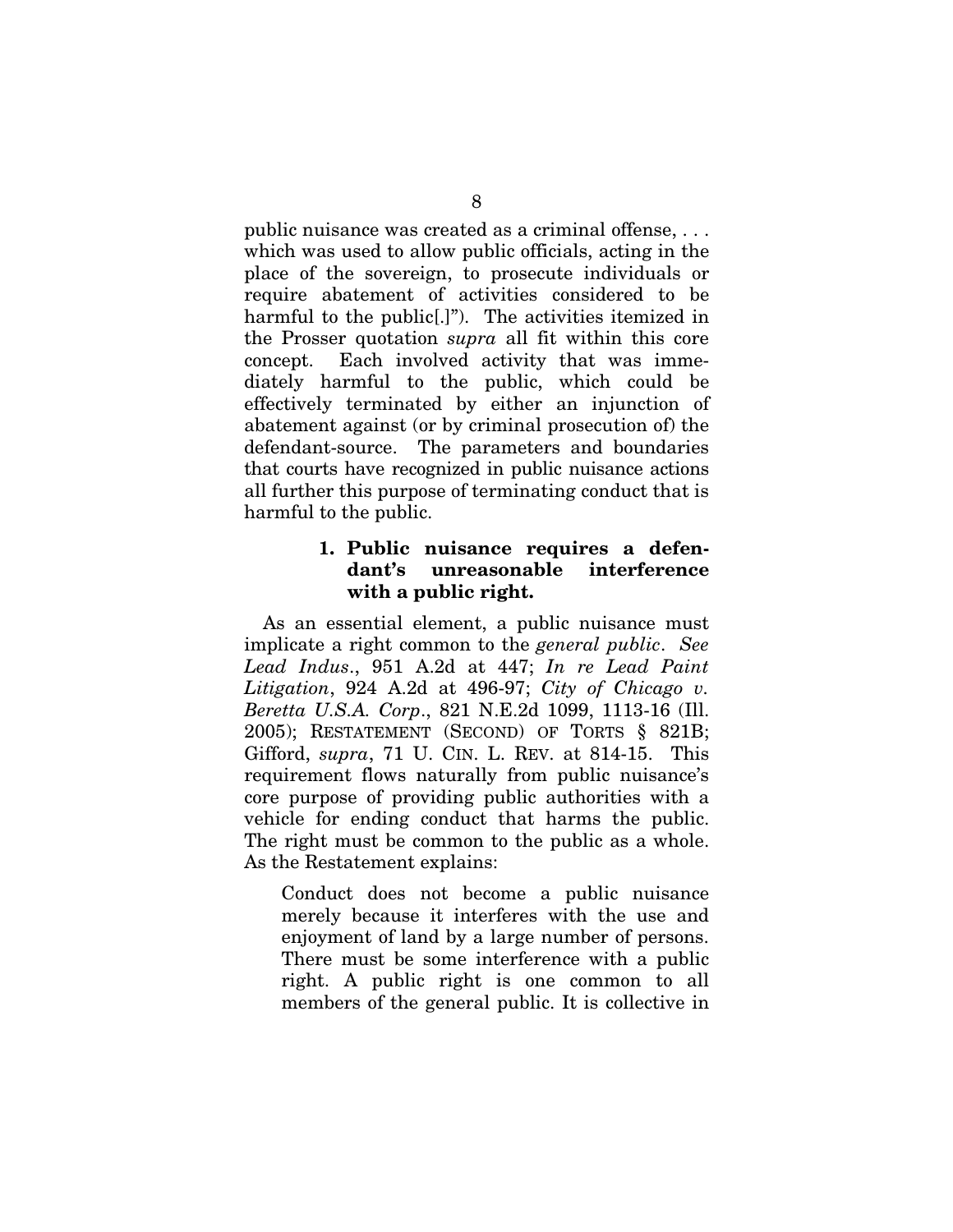public nuisance was created as a criminal offense, . . . which was used to allow public officials, acting in the place of the sovereign, to prosecute individuals or require abatement of activities considered to be harmful to the public[.]"). The activities itemized in the Prosser quotation *supra* all fit within this core concept. Each involved activity that was immediately harmful to the public, which could be effectively terminated by either an injunction of abatement against (or by criminal prosecution of) the defendant-source. The parameters and boundaries that courts have recognized in public nuisance actions all further this purpose of terminating conduct that is harmful to the public.

### 1. Public nuisance requires a defendant's unreasonable interference with a public right.

As an essential element, a public nuisance must implicate a right common to the *general public*. *See Lead Indus.*, 951 A.2d at 447; *In re Lead Paint Litigation*, 924 A.2d at 496-97; *City of Chicago v. Beretta U.S.A. Corp.*, 821 N.E.2d 1099, 1113-16 (Ill. 2005); RESTATEMENT (SECOND) OF TORTS § 821B; Gifford, *supra*, 71 U. CIN. L. REV. at 814-15. This requirement flows naturally from public nuisance's core purpose of providing public authorities with a vehicle for ending conduct that harms the public. The right must be common to the public as a whole. As the Restatement explains:

> Conduct does not become a public nuisance merely because it interferes with the use and enjoyment of land by a large number of persons. There must be some interference with a public right. A public right is one common to all members of the general public. It is collective in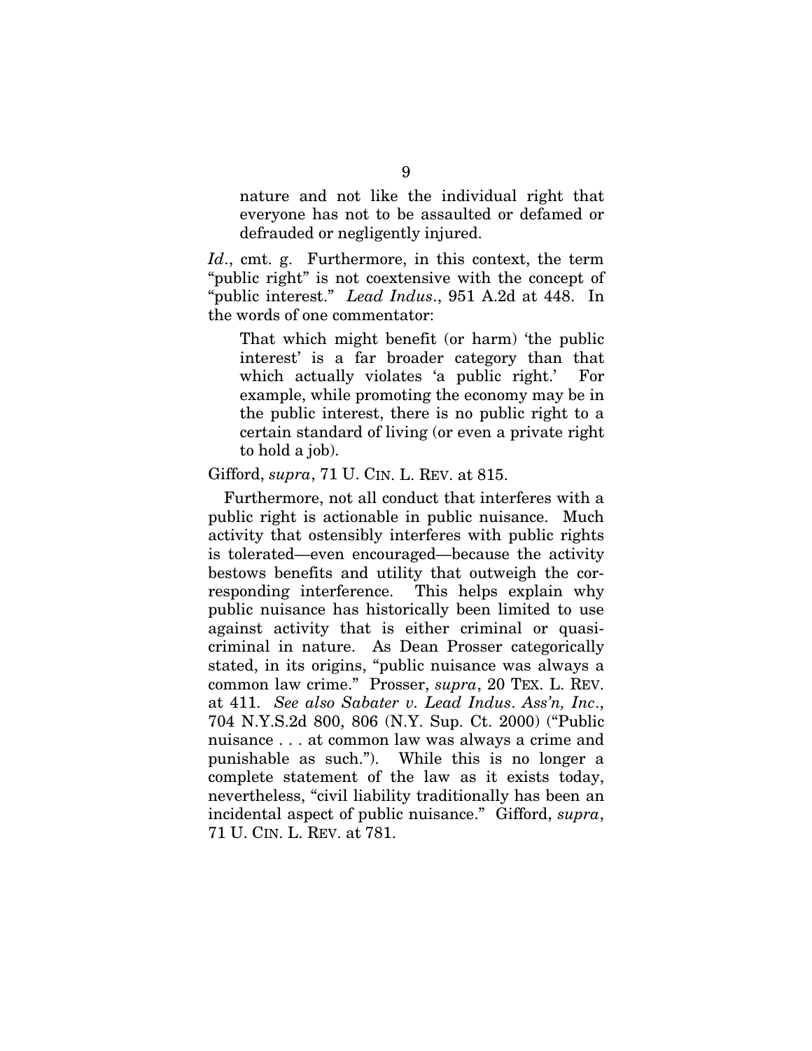> nature and not like the individual right that everyone has not to be assaulted or defamed or defrauded or negligently injured.

*Id*., cmt. g. Furthermore, in this context, the term "public right" is not coextensive with the concept of "public interest." *Lead Indus*., 951 A.2d at 448. In the words of one commentator:

> That which might benefit (or harm) 'the public interest' is a far broader category than that which actually violates 'a public right.' For example, while promoting the economy may be in the public interest, there is no public right to a certain standard of living (or even a private right to hold a job).

Gifford, *supra*, 71 U. CIN. L. REV. at 815.

Furthermore, not all conduct that interferes with a public right is actionable in public nuisance. Much activity that ostensibly interferes with public rights is tolerated—even encouraged—because the activity bestows benefits and utility that outweigh the corresponding interference. This helps explain why public nuisance has historically been limited to use against activity that is either criminal or quasi-criminal in nature. As Dean Prosser categorically stated, in its origins, "public nuisance was always a common law crime." Prosser, *supra*, 20 TEX. L. REV. at 411. *See also Sabater v. Lead Indus. Ass'n, Inc*., 704 N.Y.S.2d 800, 806 (N.Y. Sup. Ct. 2000) ("Public nuisance . . . at common law was always a crime and punishable as such."). While this is no longer a complete statement of the law as it exists today, nevertheless, "civil liability traditionally has been an incidental aspect of public nuisance." Gifford, *supra*, 71 U. CIN. L. REV. at 781.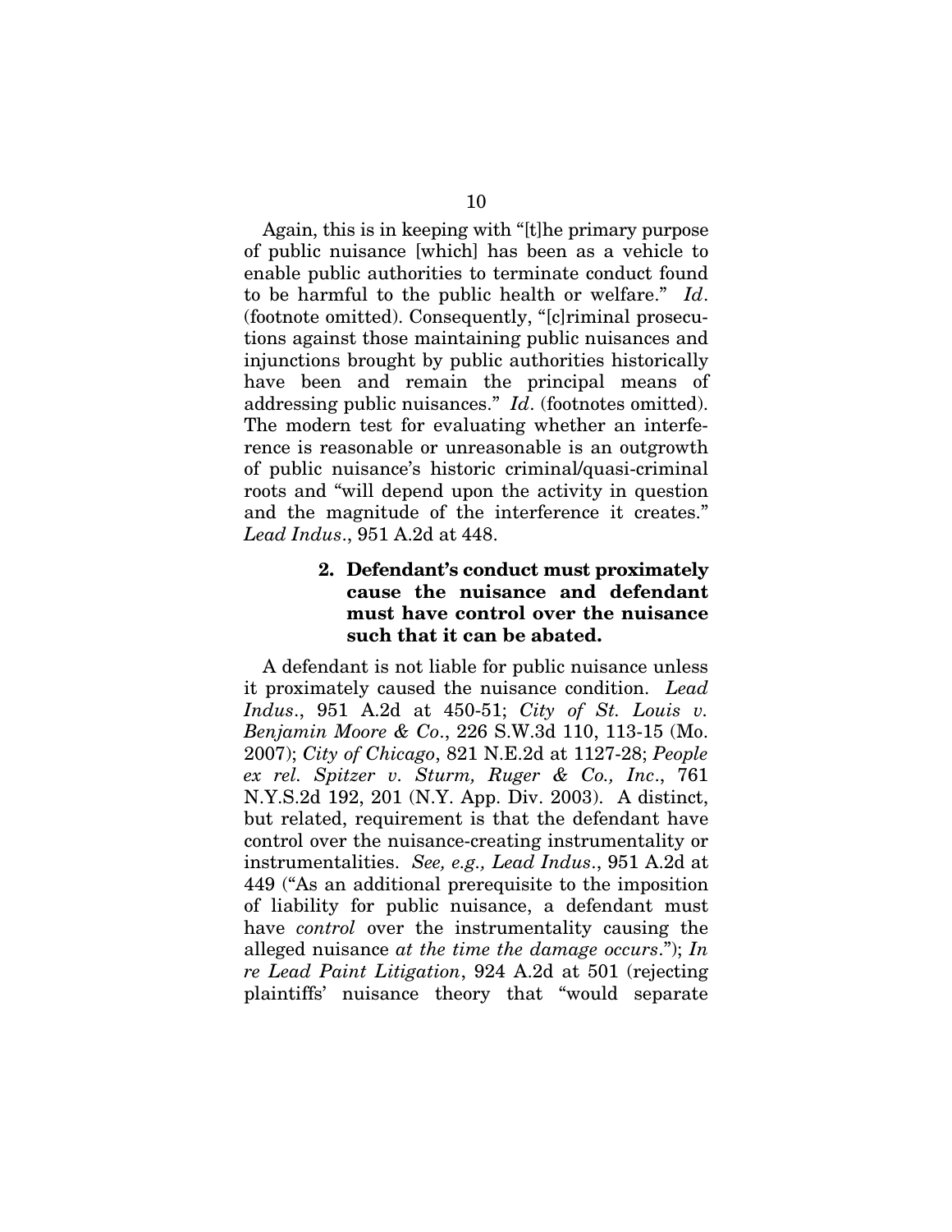Again, this is in keeping with "[t]he primary purpose of public nuisance [which] has been as a vehicle to enable public authorities to terminate conduct found to be harmful to the public health or welfare." *Id*. (footnote omitted). Consequently, "[c]riminal prosecutions against those maintaining public nuisances and injunctions brought by public authorities historically have been and remain the principal means of addressing public nuisances." *Id*. (footnotes omitted). The modern test for evaluating whether an interference is reasonable or unreasonable is an outgrowth of public nuisance's historic criminal/quasi-criminal roots and "will depend upon the activity in question and the magnitude of the interference it creates." *Lead Indus*., 951 A.2d at 448.

#### 2. Defendant's conduct must proximately cause the nuisance and defendant must have control over the nuisance such that it can be abated.

A defendant is not liable for public nuisance unless it proximately caused the nuisance condition. *Lead Indus*., 951 A.2d at 450-51; *City of St. Louis v. Benjamin Moore & Co*., 226 S.W.3d 110, 113-15 (Mo. 2007); *City of Chicago*, 821 N.E.2d at 1127-28; *People ex rel. Spitzer v. Sturm, Ruger & Co., Inc*., 761 N.Y.S.2d 192, 201 (N.Y. App. Div. 2003). A distinct, but related, requirement is that the defendant have control over the nuisance-creating instrumentality or instrumentalities. *See, e.g., Lead Indus*., 951 A.2d at 449 ("As an additional prerequisite to the imposition of liability for public nuisance, a defendant must have *control* over the instrumentality causing the alleged nuisance *at the time the damage occurs*."); *In re Lead Paint Litigation*, 924 A.2d at 501 (rejecting plaintiffs' nuisance theory that "would separate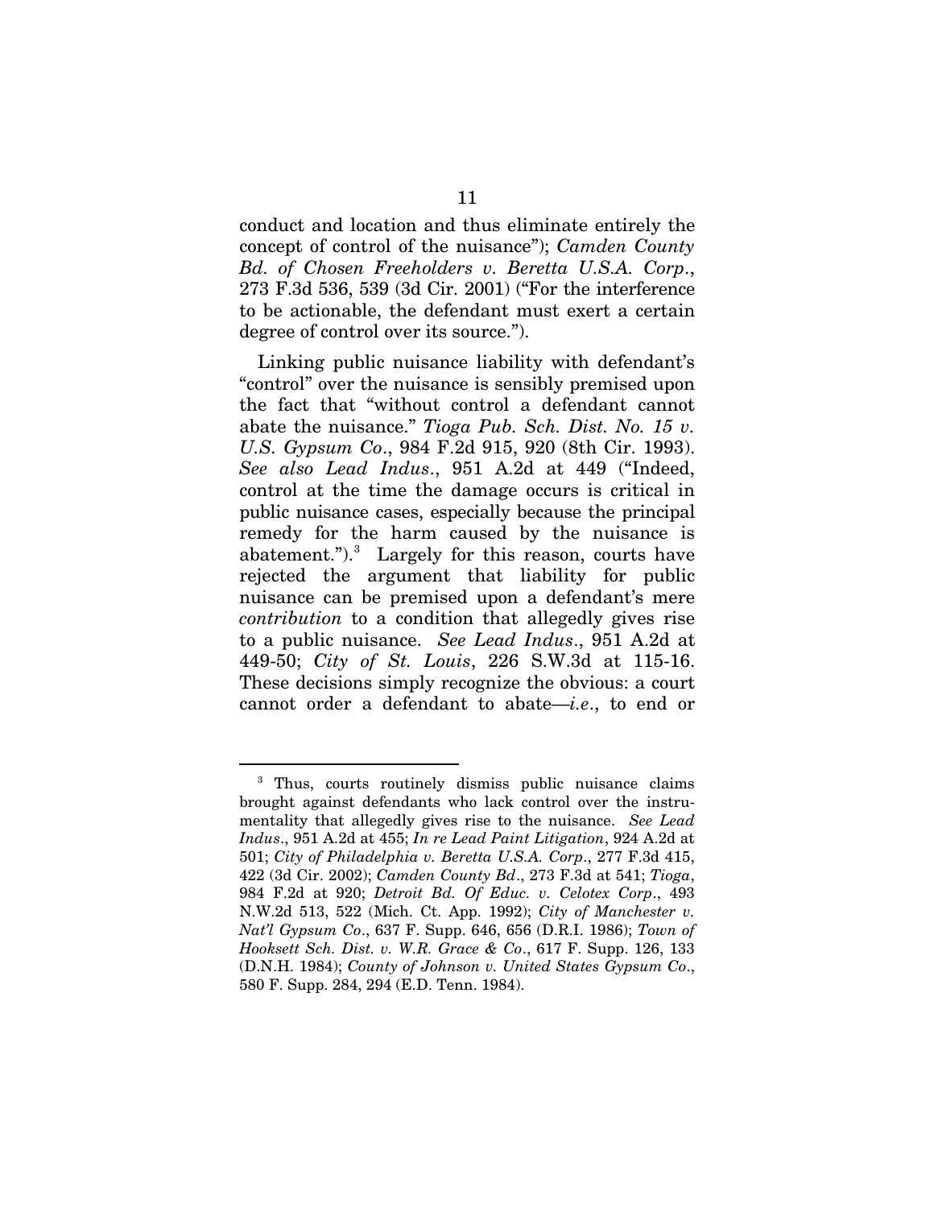conduct and location and thus eliminate entirely the concept of control of the nuisance"); *Camden County Bd. of Chosen Freeholders v. Beretta U.S.A. Corp.*, 273 F.3d 536, 539 (3d Cir. 2001) ("For the interference to be actionable, the defendant must exert a certain degree of control over its source.").

Linking public nuisance liability with defendant's "control" over the nuisance is sensibly premised upon the fact that "without control a defendant cannot abate the nuisance." *Tioga Pub. Sch. Dist. No. 15 v. U.S. Gypsum Co.*, 984 F.2d 915, 920 (8th Cir. 1993). *See also Lead Indus.*, 951 A.2d at 449 ("Indeed, control at the time the damage occurs is critical in public nuisance cases, especially because the principal remedy for the harm caused by the nuisance is abatement.").[3] Largely for this reason, courts have rejected the argument that liability for public nuisance can be premised upon a defendant's mere *contribution* to a condition that allegedly gives rise to a public nuisance. *See Lead Indus.*, 951 A.2d at 449-50; *City of St. Louis*, 226 S.W.3d at 115-16. These decisions simply recognize the obvious: a court cannot order a defendant to abate—*i.e.*, to end or

---

[3] Thus, courts routinely dismiss public nuisance claims brought against defendants who lack control over the instrumentality that allegedly gives rise to the nuisance. *See Lead Indus.*, 951 A.2d at 455; *In re Lead Paint Litigation*, 924 A.2d at 501; *City of Philadelphia v. Beretta U.S.A. Corp.*, 277 F.3d 415, 422 (3d Cir. 2002); *Camden County Bd.*, 273 F.3d at 541; *Tioga*, 984 F.2d at 920; *Detroit Bd. Of Educ. v. Celotex Corp.*, 493 N.W.2d 513, 522 (Mich. Ct. App. 1992); *City of Manchester v. Nat'l Gypsum Co.*, 637 F. Supp. 646, 656 (D.R.I. 1986); *Town of Hooksett Sch. Dist. v. W.R. Grace & Co.*, 617 F. Supp. 126, 133 (D.N.H. 1984); *County of Johnson v. United States Gypsum Co.*, 580 F. Supp. 284, 294 (E.D. Tenn. 1984).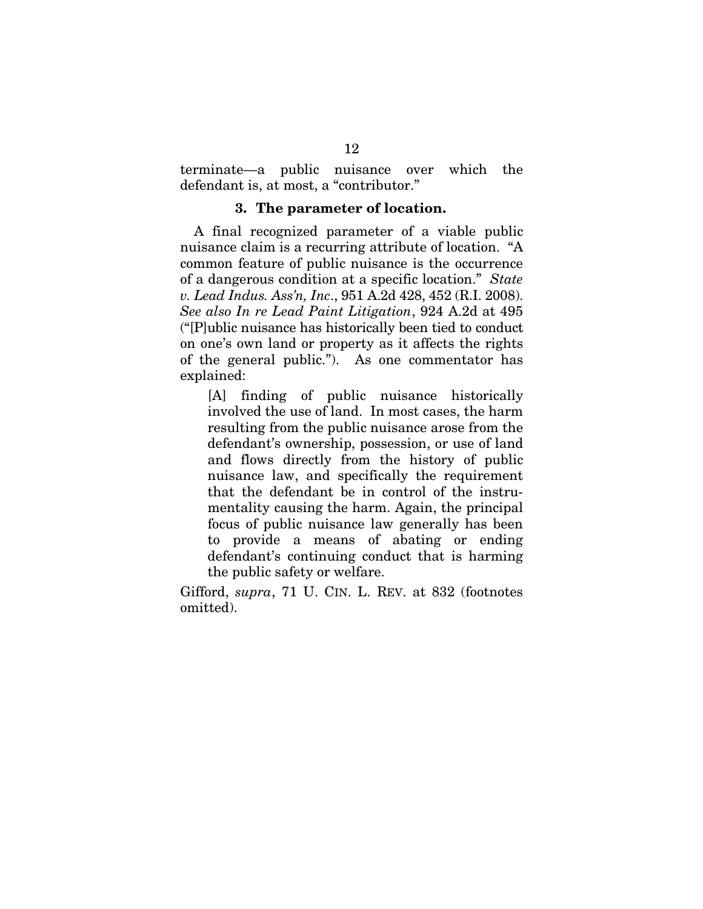terminate—a public nuisance over which the defendant is, at most, a "contributor."

### 3. The parameter of location.

A final recognized parameter of a viable public nuisance claim is a recurring attribute of location. "A common feature of public nuisance is the occurrence of a dangerous condition at a specific location." *State v. Lead Indus. Ass'n, Inc*., 951 A.2d 428, 452 (R.I. 2008). *See also In re Lead Paint Litigation*, 924 A.2d at 495 ("[P]ublic nuisance has historically been tied to conduct on one's own land or property as it affects the rights of the general public."). As one commentator has explained:

> [A] finding of public nuisance historically involved the use of land. In most cases, the harm resulting from the public nuisance arose from the defendant's ownership, possession, or use of land and flows directly from the history of public nuisance law, and specifically the requirement that the defendant be in control of the instrumentality causing the harm. Again, the principal focus of public nuisance law generally has been to provide a means of abating or ending defendant's continuing conduct that is harming the public safety or welfare.

Gifford, *supra*, 71 U. CIN. L. REV. at 832 (footnotes omitted).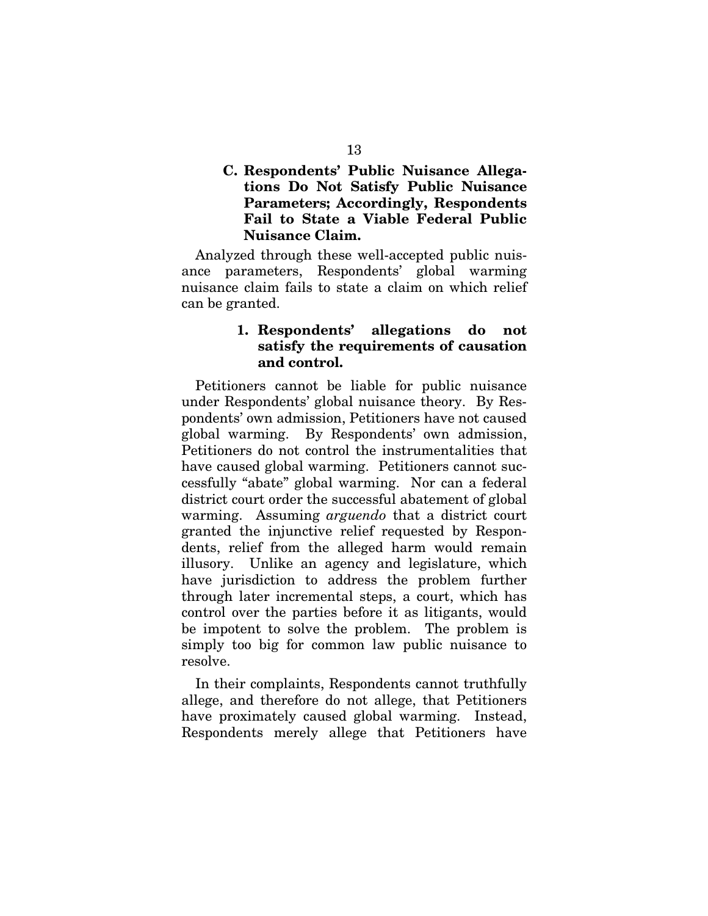### C. Respondents' Public Nuisance Allegations Do Not Satisfy Public Nuisance Parameters; Accordingly, Respondents Fail to State a Viable Federal Public Nuisance Claim.

Analyzed through these well-accepted public nuisance parameters, Respondents' global warming nuisance claim fails to state a claim on which relief can be granted.

#### 1. Respondents' allegations do not satisfy the requirements of causation and control.

Petitioners cannot be liable for public nuisance under Respondents' global nuisance theory. By Respondents' own admission, Petitioners have not caused global warming. By Respondents' own admission, Petitioners do not control the instrumentalities that have caused global warming. Petitioners cannot successfully "abate" global warming. Nor can a federal district court order the successful abatement of global warming. Assuming *arguendo* that a district court granted the injunctive relief requested by Respondents, relief from the alleged harm would remain illusory. Unlike an agency and legislature, which have jurisdiction to address the problem further through later incremental steps, a court, which has control over the parties before it as litigants, would be impotent to solve the problem. The problem is simply too big for common law public nuisance to resolve.

In their complaints, Respondents cannot truthfully allege, and therefore do not allege, that Petitioners have proximately caused global warming. Instead, Respondents merely allege that Petitioners have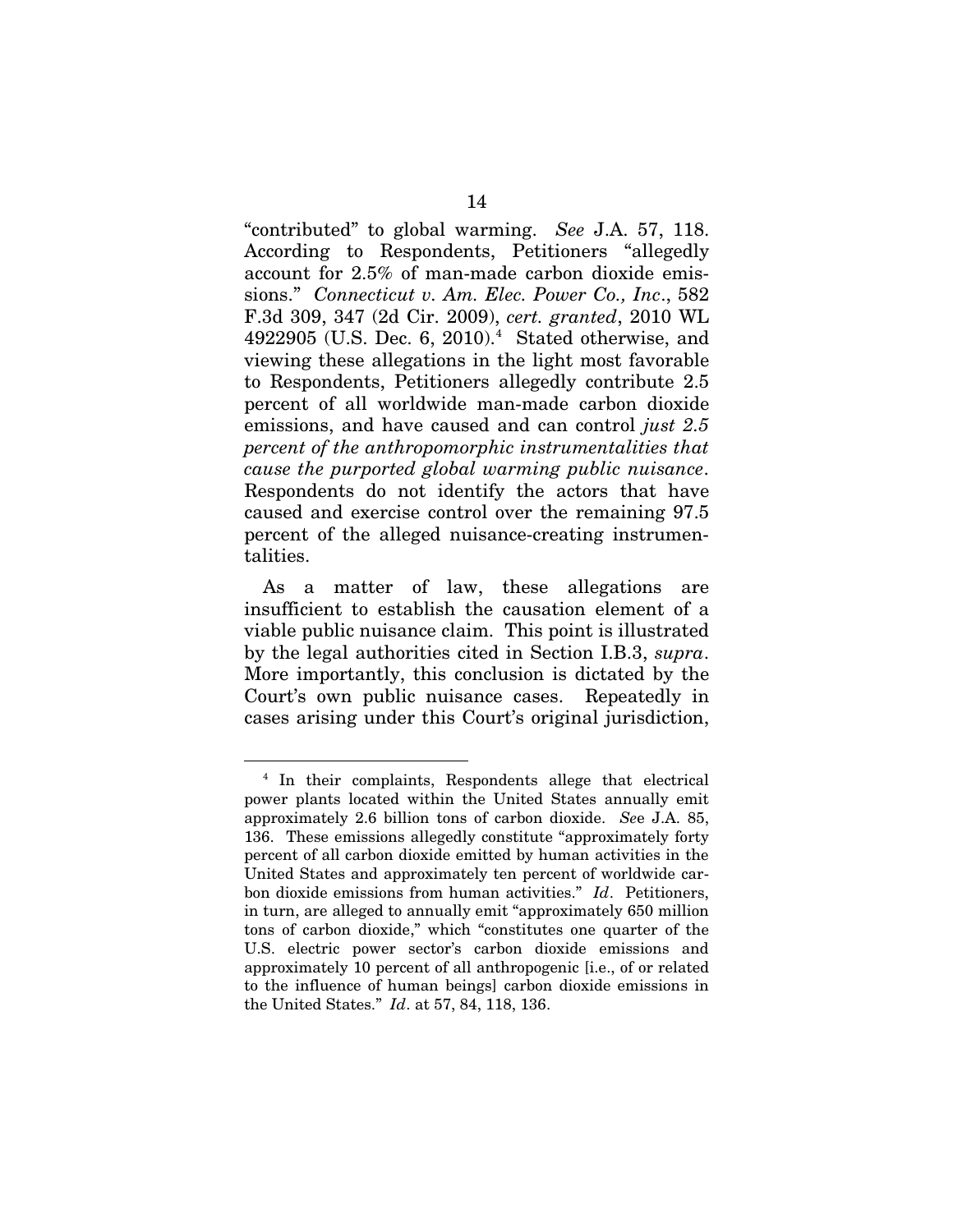"contributed" to global warming. *See* J.A. 57, 118. According to Respondents, Petitioners "allegedly account for 2.5% of man-made carbon dioxide emissions." *Connecticut v. Am. Elec. Power Co., Inc*., 582 F.3d 309, 347 (2d Cir. 2009), *cert. granted*, 2010 WL 4922905 (U.S. Dec. 6, 2010).[4] Stated otherwise, and viewing these allegations in the light most favorable to Respondents, Petitioners allegedly contribute 2.5 percent of all worldwide man-made carbon dioxide emissions, and have caused and can control *just 2.5 percent of the anthropomorphic instrumentalities that cause the purported global warming public nuisance*. Respondents do not identify the actors that have caused and exercise control over the remaining 97.5 percent of the alleged nuisance-creating instrumentalities.

As a matter of law, these allegations are insufficient to establish the causation element of a viable public nuisance claim. This point is illustrated by the legal authorities cited in Section I.B.3, *supra*. More importantly, this conclusion is dictated by the Court's own public nuisance cases. Repeatedly in cases arising under this Court's original jurisdiction,

---

[4] In their complaints, Respondents allege that electrical power plants located within the United States annually emit approximately 2.6 billion tons of carbon dioxide. *See* J.A. 85, 136. These emissions allegedly constitute "approximately forty percent of all carbon dioxide emitted by human activities in the United States and approximately ten percent of worldwide carbon dioxide emissions from human activities." *Id*. Petitioners, in turn, are alleged to annually emit "approximately 650 million tons of carbon dioxide," which "constitutes one quarter of the U.S. electric power sector's carbon dioxide emissions and approximately 10 percent of all anthropogenic [i.e., of or related to the influence of human beings] carbon dioxide emissions in the United States." *Id*. at 57, 84, 118, 136.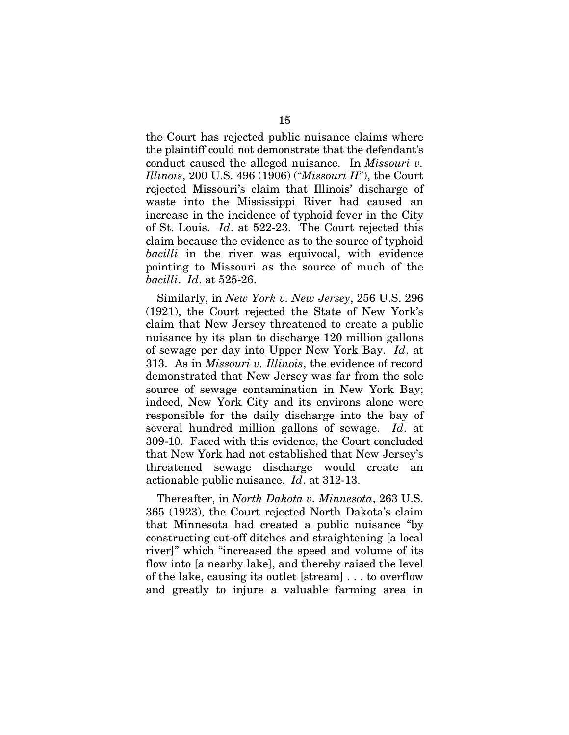the Court has rejected public nuisance claims where the plaintiff could not demonstrate that the defendant's conduct caused the alleged nuisance. In *Missouri v. Illinois*, 200 U.S. 496 (1906) ("*Missouri II*"), the Court rejected Missouri's claim that Illinois' discharge of waste into the Mississippi River had caused an increase in the incidence of typhoid fever in the City of St. Louis. *Id*. at 522-23. The Court rejected this claim because the evidence as to the source of typhoid *bacilli* in the river was equivocal, with evidence pointing to Missouri as the source of much of the *bacilli*. *Id*. at 525-26.

Similarly, in *New York v. New Jersey*, 256 U.S. 296 (1921), the Court rejected the State of New York's claim that New Jersey threatened to create a public nuisance by its plan to discharge 120 million gallons of sewage per day into Upper New York Bay. *Id*. at 313. As in *Missouri v. Illinois*, the evidence of record demonstrated that New Jersey was far from the sole source of sewage contamination in New York Bay; indeed, New York City and its environs alone were responsible for the daily discharge into the bay of several hundred million gallons of sewage. *Id*. at 309-10. Faced with this evidence, the Court concluded that New York had not established that New Jersey's threatened sewage discharge would create an actionable public nuisance. *Id*. at 312-13.

Thereafter, in *North Dakota v. Minnesota*, 263 U.S. 365 (1923), the Court rejected North Dakota's claim that Minnesota had created a public nuisance "by constructing cut-off ditches and straightening [a local river]" which "increased the speed and volume of its flow into [a nearby lake], and thereby raised the level of the lake, causing its outlet [stream] . . . to overflow and greatly to injure a valuable farming area in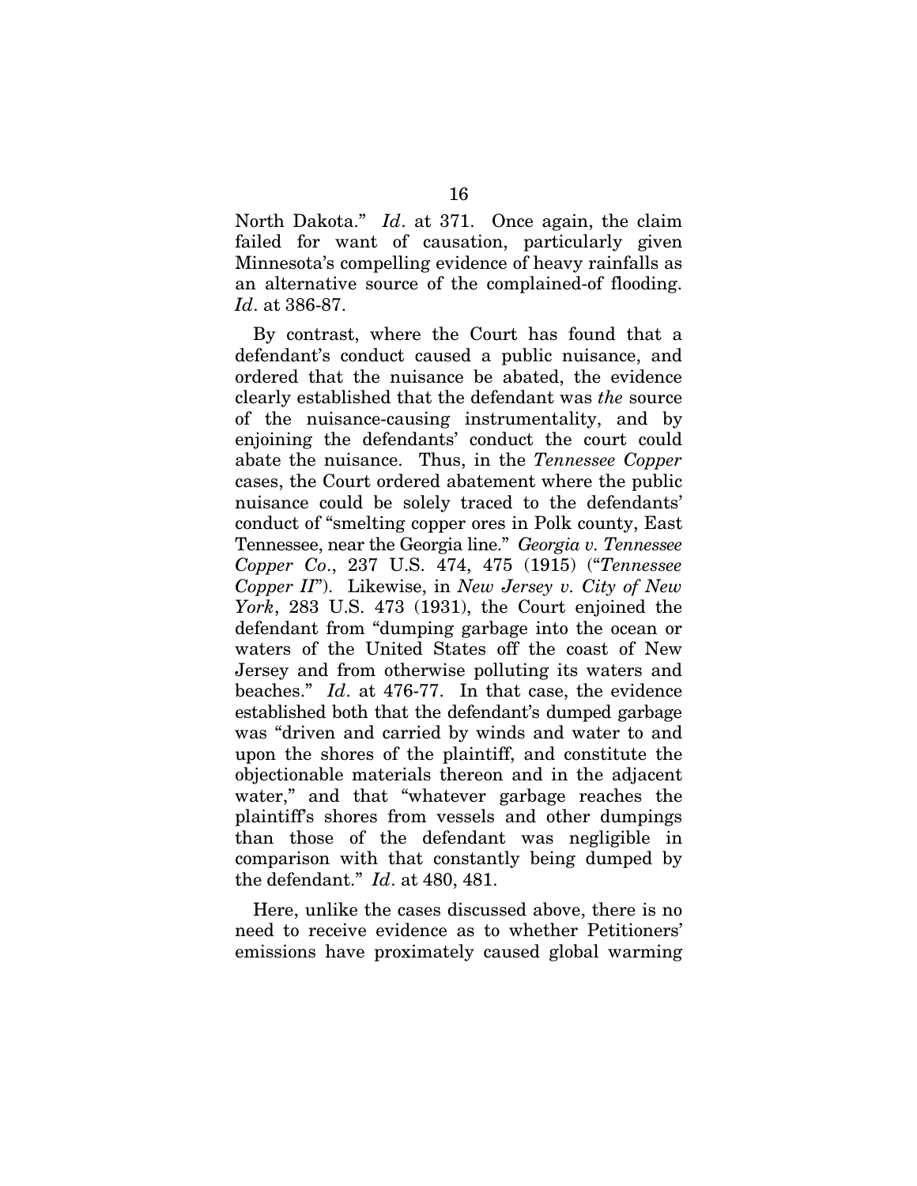North Dakota." *Id*. at 371. Once again, the claim failed for want of causation, particularly given Minnesota's compelling evidence of heavy rainfalls as an alternative source of the complained-of flooding. *Id*. at 386-87.

By contrast, where the Court has found that a defendant's conduct caused a public nuisance, and ordered that the nuisance be abated, the evidence clearly established that the defendant was *the* source of the nuisance-causing instrumentality, and by enjoining the defendants' conduct the court could abate the nuisance. Thus, in the *Tennessee Copper* cases, the Court ordered abatement where the public nuisance could be solely traced to the defendants' conduct of "smelting copper ores in Polk county, East Tennessee, near the Georgia line." *Georgia v. Tennessee Copper Co*., 237 U.S. 474, 475 (1915) ("*Tennessee Copper II*"). Likewise, in *New Jersey v. City of New York*, 283 U.S. 473 (1931), the Court enjoined the defendant from "dumping garbage into the ocean or waters of the United States off the coast of New Jersey and from otherwise polluting its waters and beaches." *Id*. at 476-77. In that case, the evidence established both that the defendant's dumped garbage was "driven and carried by winds and water to and upon the shores of the plaintiff, and constitute the objectionable materials thereon and in the adjacent water," and that "whatever garbage reaches the plaintiff's shores from vessels and other dumpings than those of the defendant was negligible in comparison with that constantly being dumped by the defendant." *Id*. at 480, 481.

Here, unlike the cases discussed above, there is no need to receive evidence as to whether Petitioners' emissions have proximately caused global warming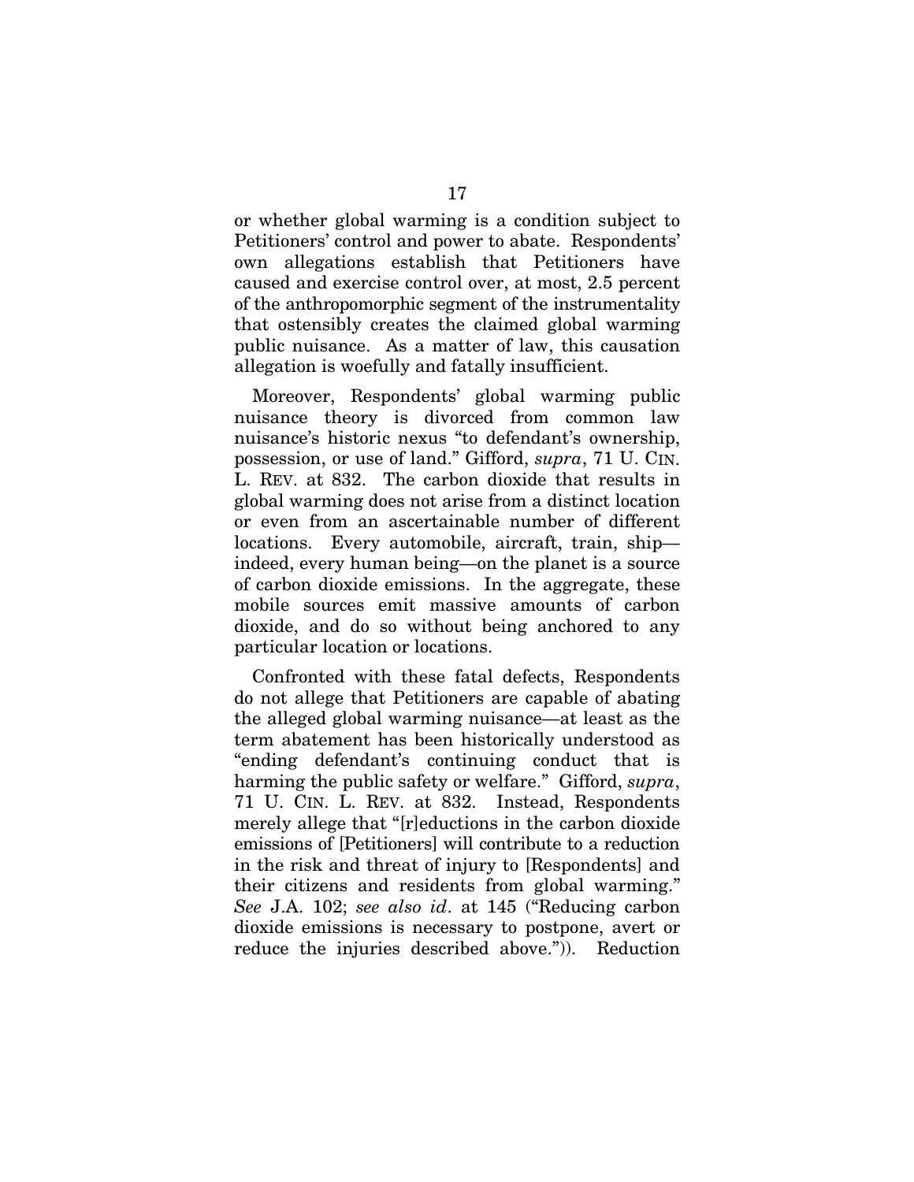or whether global warming is a condition subject to Petitioners' control and power to abate. Respondents' own allegations establish that Petitioners have caused and exercise control over, at most, 2.5 percent of the anthropomorphic segment of the instrumentality that ostensibly creates the claimed global warming public nuisance. As a matter of law, this causation allegation is woefully and fatally insufficient.

Moreover, Respondents' global warming public nuisance theory is divorced from common law nuisance's historic nexus "to defendant's ownership, possession, or use of land." Gifford, *supra*, 71 U. CIN. L. REV. at 832. The carbon dioxide that results in global warming does not arise from a distinct location or even from an ascertainable number of different locations. Every automobile, aircraft, train, ship—indeed, every human being—on the planet is a source of carbon dioxide emissions. In the aggregate, these mobile sources emit massive amounts of carbon dioxide, and do so without being anchored to any particular location or locations.

Confronted with these fatal defects, Respondents do not allege that Petitioners are capable of abating the alleged global warming nuisance—at least as the term abatement has been historically understood as "ending defendant's continuing conduct that is harming the public safety or welfare." Gifford, *supra*, 71 U. CIN. L. REV. at 832. Instead, Respondents merely allege that "[r]eductions in the carbon dioxide emissions of [Petitioners] will contribute to a reduction in the risk and threat of injury to [Respondents] and their citizens and residents from global warming." *See* J.A. 102; *see also id*. at 145 ("Reducing carbon dioxide emissions is necessary to postpone, avert or reduce the injuries described above.")). Reduction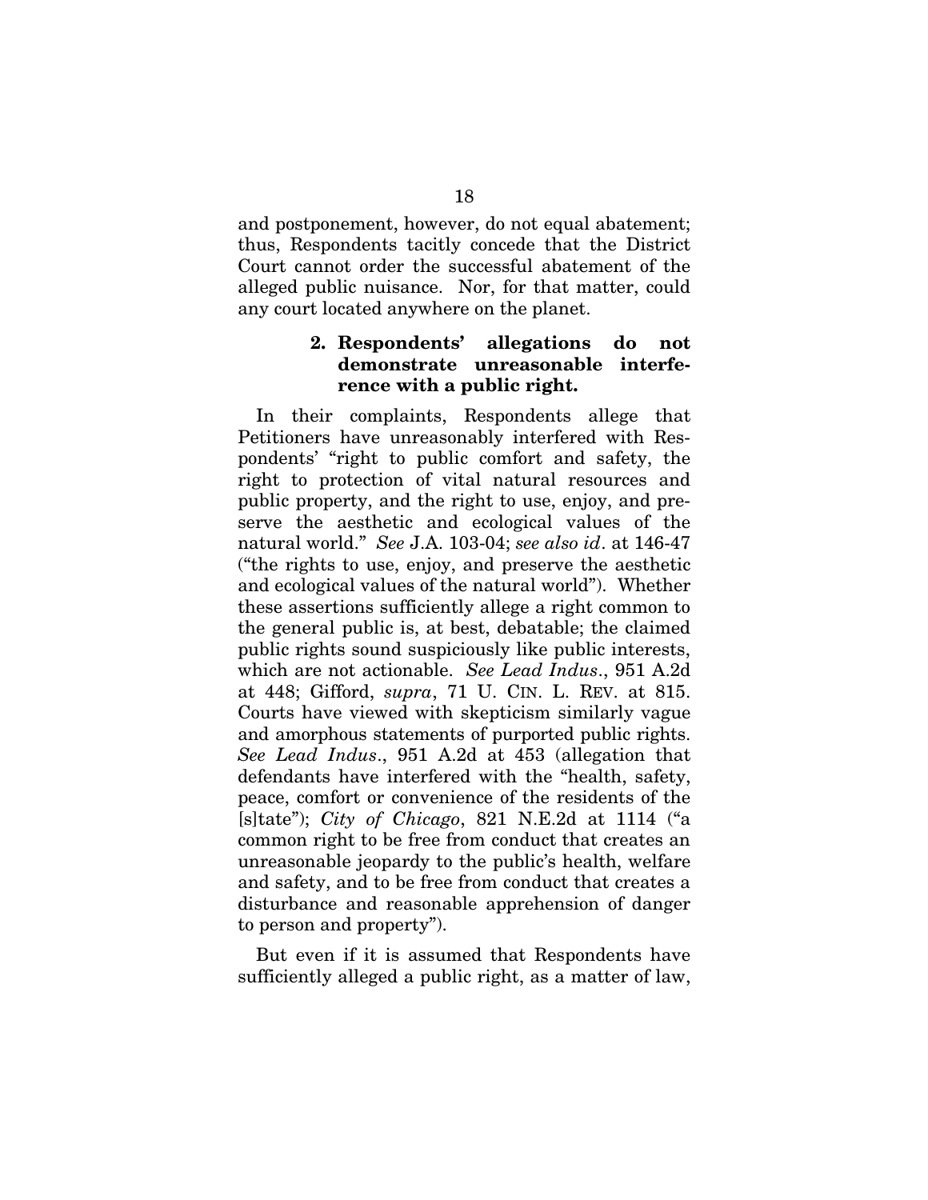and postponement, however, do not equal abatement; thus, Respondents tacitly concede that the District Court cannot order the successful abatement of the alleged public nuisance. Nor, for that matter, could any court located anywhere on the planet.

### 2. Respondents' allegations do not demonstrate unreasonable interference with a public right.

In their complaints, Respondents allege that Petitioners have unreasonably interfered with Respondents' "right to public comfort and safety, the right to protection of vital natural resources and public property, and the right to use, enjoy, and preserve the aesthetic and ecological values of the natural world." *See* J.A. 103-04; *see also id*. at 146-47 ("the rights to use, enjoy, and preserve the aesthetic and ecological values of the natural world"). Whether these assertions sufficiently allege a right common to the general public is, at best, debatable; the claimed public rights sound suspiciously like public interests, which are not actionable. *See Lead Indus*., 951 A.2d at 448; Gifford, *supra*, 71 U. CIN. L. REV. at 815. Courts have viewed with skepticism similarly vague and amorphous statements of purported public rights. *See Lead Indus*., 951 A.2d at 453 (allegation that defendants have interfered with the "health, safety, peace, comfort or convenience of the residents of the [s]tate"); *City of Chicago*, 821 N.E.2d at 1114 ("a common right to be free from conduct that creates an unreasonable jeopardy to the public's health, welfare and safety, and to be free from conduct that creates a disturbance and reasonable apprehension of danger to person and property").

But even if it is assumed that Respondents have sufficiently alleged a public right, as a matter of law,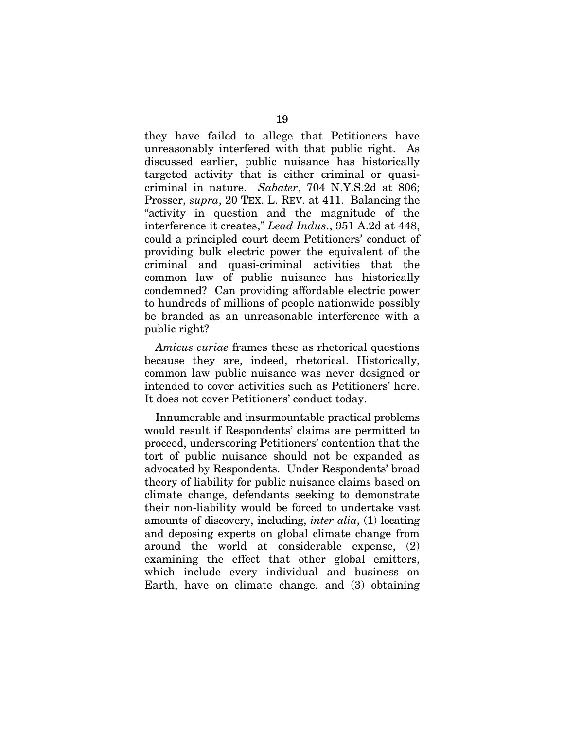they have failed to allege that Petitioners have unreasonably interfered with that public right. As discussed earlier, public nuisance has historically targeted activity that is either criminal or quasi-criminal in nature. *Sabater*, 704 N.Y.S.2d at 806; Prosser, *supra*, 20 TEX. L. REV. at 411. Balancing the "activity in question and the magnitude of the interference it creates," *Lead Indus*., 951 A.2d at 448, could a principled court deem Petitioners' conduct of providing bulk electric power the equivalent of the criminal and quasi-criminal activities that the common law of public nuisance has historically condemned? Can providing affordable electric power to hundreds of millions of people nationwide possibly be branded as an unreasonable interference with a public right?

*Amicus curiae* frames these as rhetorical questions because they are, indeed, rhetorical. Historically, common law public nuisance was never designed or intended to cover activities such as Petitioners' here. It does not cover Petitioners' conduct today.

Innumerable and insurmountable practical problems would result if Respondents' claims are permitted to proceed, underscoring Petitioners' contention that the tort of public nuisance should not be expanded as advocated by Respondents. Under Respondents' broad theory of liability for public nuisance claims based on climate change, defendants seeking to demonstrate their non-liability would be forced to undertake vast amounts of discovery, including, *inter alia*, (1) locating and deposing experts on global climate change from around the world at considerable expense, (2) examining the effect that other global emitters, which include every individual and business on Earth, have on climate change, and (3) obtaining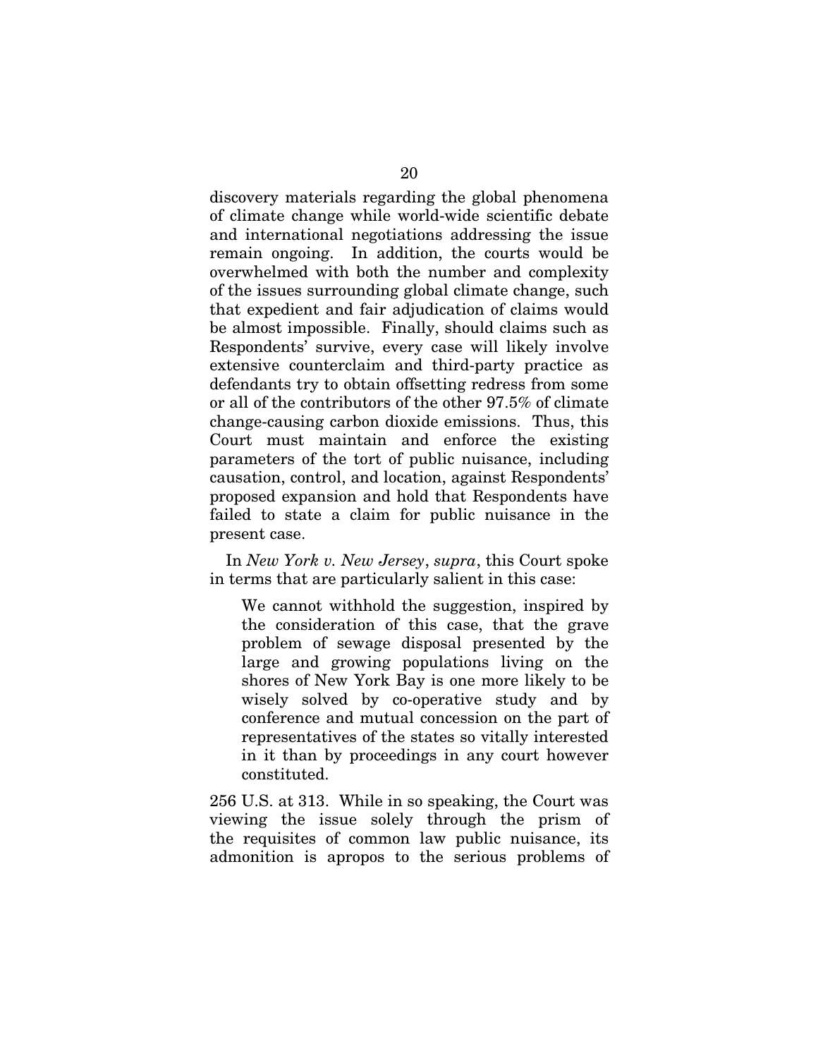discovery materials regarding the global phenomena of climate change while world-wide scientific debate and international negotiations addressing the issue remain ongoing. In addition, the courts would be overwhelmed with both the number and complexity of the issues surrounding global climate change, such that expedient and fair adjudication of claims would be almost impossible. Finally, should claims such as Respondents' survive, every case will likely involve extensive counterclaim and third-party practice as defendants try to obtain offsetting redress from some or all of the contributors of the other 97.5% of climate change-causing carbon dioxide emissions. Thus, this Court must maintain and enforce the existing parameters of the tort of public nuisance, including causation, control, and location, against Respondents' proposed expansion and hold that Respondents have failed to state a claim for public nuisance in the present case.

In *New York v. New Jersey*, *supra*, this Court spoke in terms that are particularly salient in this case:

> We cannot withhold the suggestion, inspired by the consideration of this case, that the grave problem of sewage disposal presented by the large and growing populations living on the shores of New York Bay is one more likely to be wisely solved by co-operative study and by conference and mutual concession on the part of representatives of the states so vitally interested in it than by proceedings in any court however constituted.

256 U.S. at 313. While in so speaking, the Court was viewing the issue solely through the prism of the requisites of common law public nuisance, its admonition is apropos to the serious problems of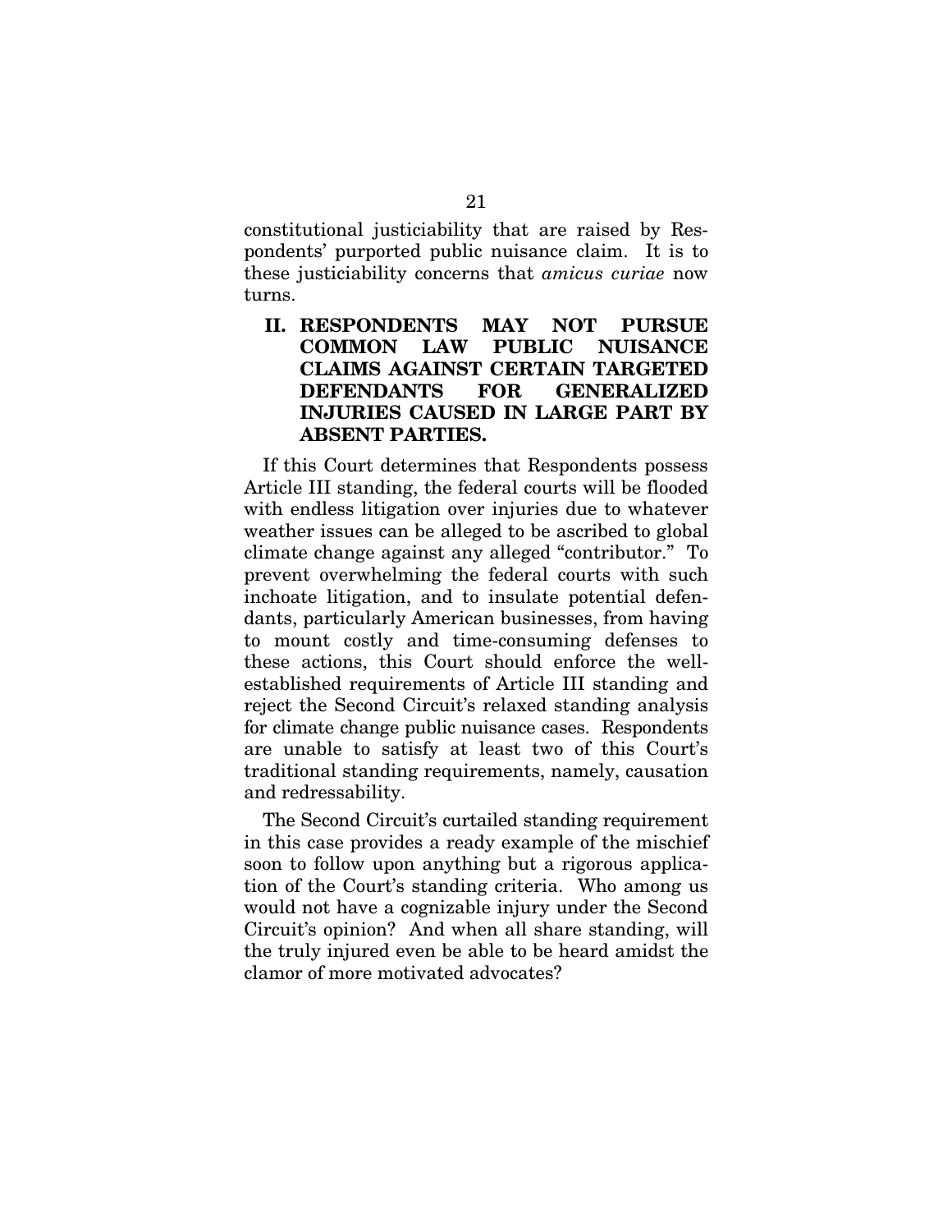constitutional justiciability that are raised by Respondents' purported public nuisance claim. It is to these justiciability concerns that *amicus curiae* now turns.

## II. RESPONDENTS MAY NOT PURSUE COMMON LAW PUBLIC NUISANCE CLAIMS AGAINST CERTAIN TARGETED DEFENDANTS FOR GENERALIZED INJURIES CAUSED IN LARGE PART BY ABSENT PARTIES.

If this Court determines that Respondents possess Article III standing, the federal courts will be flooded with endless litigation over injuries due to whatever weather issues can be alleged to be ascribed to global climate change against any alleged "contributor." To prevent overwhelming the federal courts with such inchoate litigation, and to insulate potential defendants, particularly American businesses, from having to mount costly and time-consuming defenses to these actions, this Court should enforce the well-established requirements of Article III standing and reject the Second Circuit's relaxed standing analysis for climate change public nuisance cases. Respondents are unable to satisfy at least two of this Court's traditional standing requirements, namely, causation and redressability.

The Second Circuit's curtailed standing requirement in this case provides a ready example of the mischief soon to follow upon anything but a rigorous application of the Court's standing criteria. Who among us would not have a cognizable injury under the Second Circuit's opinion? And when all share standing, will the truly injured even be able to be heard amidst the clamor of more motivated advocates?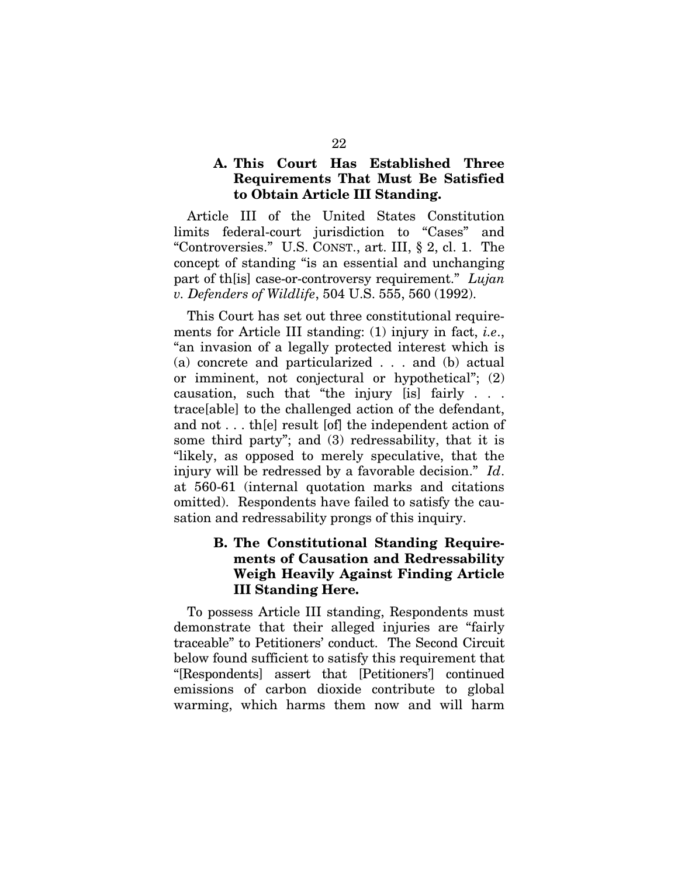### A. This Court Has Established Three Requirements That Must Be Satisfied to Obtain Article III Standing.

Article III of the United States Constitution limits federal-court jurisdiction to "Cases" and "Controversies." U.S. CONST., art. III, § 2, cl. 1. The concept of standing "is an essential and unchanging part of th[is] case-or-controversy requirement." *Lujan v. Defenders of Wildlife*, 504 U.S. 555, 560 (1992).

This Court has set out three constitutional requirements for Article III standing: (1) injury in fact, *i.e.*, "an invasion of a legally protected interest which is (a) concrete and particularized . . . and (b) actual or imminent, not conjectural or hypothetical"; (2) causation, such that "the injury [is] fairly . . . trace[able] to the challenged action of the defendant, and not . . . th[e] result [of] the independent action of some third party"; and (3) redressability, that it is "likely, as opposed to merely speculative, that the injury will be redressed by a favorable decision." *Id*. at 560-61 (internal quotation marks and citations omitted). Respondents have failed to satisfy the causation and redressability prongs of this inquiry.

### B. The Constitutional Standing Requirements of Causation and Redressability Weigh Heavily Against Finding Article III Standing Here.

To possess Article III standing, Respondents must demonstrate that their alleged injuries are "fairly traceable" to Petitioners' conduct. The Second Circuit below found sufficient to satisfy this requirement that "[Respondents] assert that [Petitioners'] continued emissions of carbon dioxide contribute to global warming, which harms them now and will harm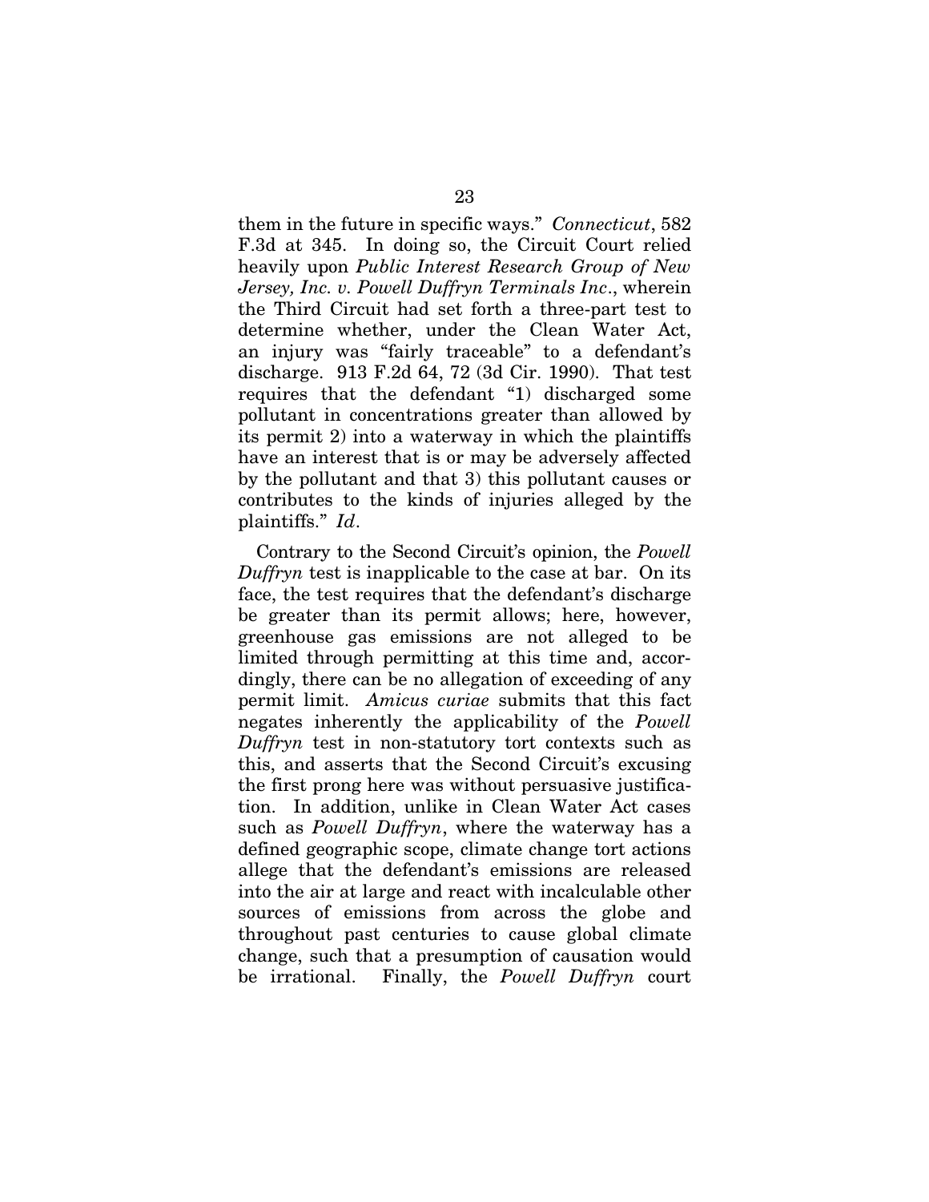them in the future in specific ways." *Connecticut*, 582 F.3d at 345. In doing so, the Circuit Court relied heavily upon *Public Interest Research Group of New Jersey, Inc. v. Powell Duffryn Terminals Inc*., wherein the Third Circuit had set forth a three-part test to determine whether, under the Clean Water Act, an injury was "fairly traceable" to a defendant's discharge. 913 F.2d 64, 72 (3d Cir. 1990). That test requires that the defendant "1) discharged some pollutant in concentrations greater than allowed by its permit 2) into a waterway in which the plaintiffs have an interest that is or may be adversely affected by the pollutant and that 3) this pollutant causes or contributes to the kinds of injuries alleged by the plaintiffs." *Id*.

Contrary to the Second Circuit's opinion, the *Powell Duffryn* test is inapplicable to the case at bar. On its face, the test requires that the defendant's discharge be greater than its permit allows; here, however, greenhouse gas emissions are not alleged to be limited through permitting at this time and, accordingly, there can be no allegation of exceeding of any permit limit. *Amicus curiae* submits that this fact negates inherently the applicability of the *Powell Duffryn* test in non-statutory tort contexts such as this, and asserts that the Second Circuit's excusing the first prong here was without persuasive justification. In addition, unlike in Clean Water Act cases such as *Powell Duffryn*, where the waterway has a defined geographic scope, climate change tort actions allege that the defendant's emissions are released into the air at large and react with incalculable other sources of emissions from across the globe and throughout past centuries to cause global climate change, such that a presumption of causation would be irrational. Finally, the *Powell Duffryn* court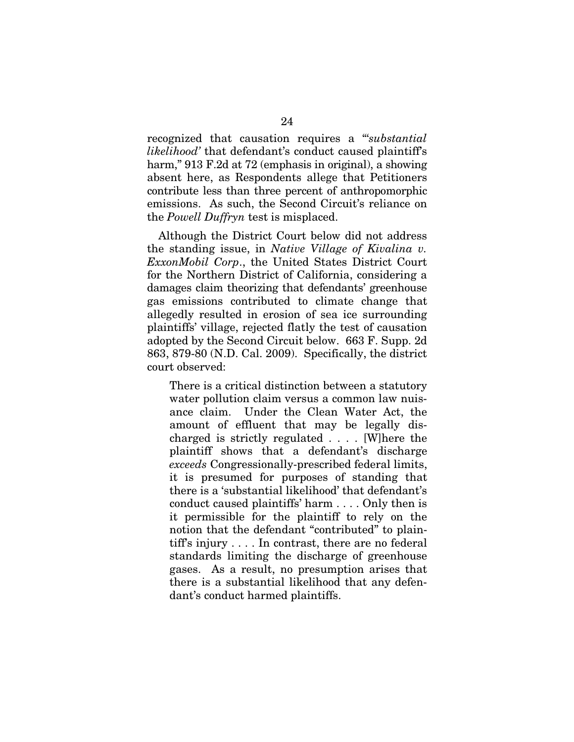recognized that causation requires a "'*substantial likelihood*' that defendant's conduct caused plaintiff's harm," 913 F.2d at 72 (emphasis in original), a showing absent here, as Respondents allege that Petitioners contribute less than three percent of anthropomorphic emissions. As such, the Second Circuit's reliance on the *Powell Duffryn* test is misplaced.

Although the District Court below did not address the standing issue, in *Native Village of Kivalina v. ExxonMobil Corp*., the United States District Court for the Northern District of California, considering a damages claim theorizing that defendants' greenhouse gas emissions contributed to climate change that allegedly resulted in erosion of sea ice surrounding plaintiffs' village, rejected flatly the test of causation adopted by the Second Circuit below. 663 F. Supp. 2d 863, 879-80 (N.D. Cal. 2009). Specifically, the district court observed:

> There is a critical distinction between a statutory water pollution claim versus a common law nuisance claim. Under the Clean Water Act, the amount of effluent that may be legally discharged is strictly regulated . . . . [W]here the plaintiff shows that a defendant's discharge *exceeds* Congressionally-prescribed federal limits, it is presumed for purposes of standing that there is a 'substantial likelihood' that defendant's conduct caused plaintiffs' harm . . . . Only then is it permissible for the plaintiff to rely on the notion that the defendant "contributed" to plaintiff's injury . . . . In contrast, there are no federal standards limiting the discharge of greenhouse gases. As a result, no presumption arises that there is a substantial likelihood that any defendant's conduct harmed plaintiffs.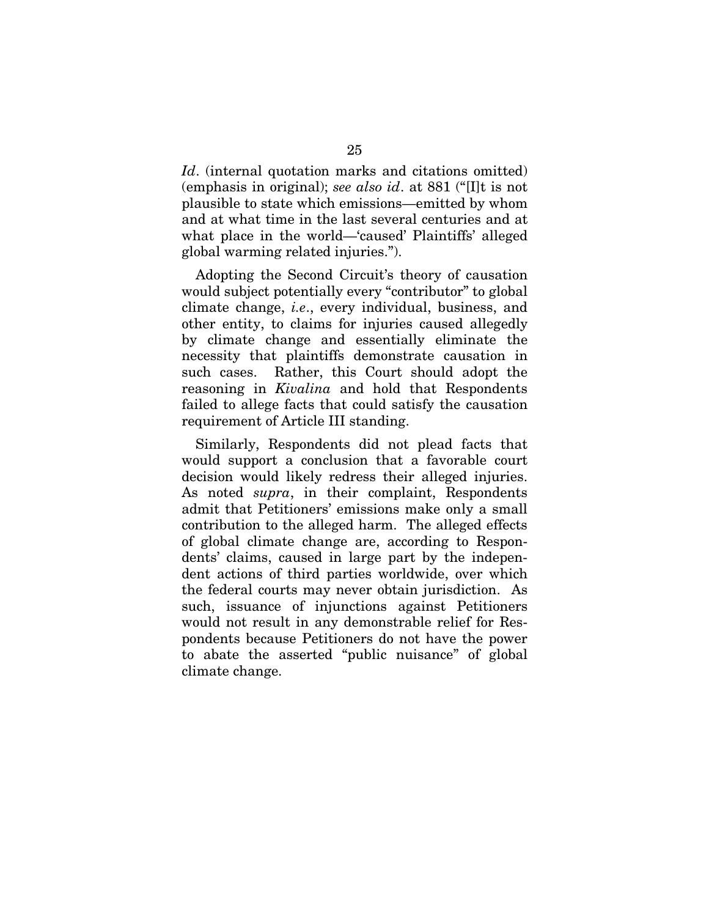*Id*. (internal quotation marks and citations omitted) (emphasis in original); *see also id*. at 881 ("[I]t is not plausible to state which emissions—emitted by whom and at what time in the last several centuries and at what place in the world—'caused' Plaintiffs' alleged global warming related injuries.").

Adopting the Second Circuit's theory of causation would subject potentially every "contributor" to global climate change, *i.e*., every individual, business, and other entity, to claims for injuries caused allegedly by climate change and essentially eliminate the necessity that plaintiffs demonstrate causation in such cases. Rather, this Court should adopt the reasoning in *Kivalina* and hold that Respondents failed to allege facts that could satisfy the causation requirement of Article III standing.

Similarly, Respondents did not plead facts that would support a conclusion that a favorable court decision would likely redress their alleged injuries. As noted *supra*, in their complaint, Respondents admit that Petitioners' emissions make only a small contribution to the alleged harm. The alleged effects of global climate change are, according to Respondents' claims, caused in large part by the independent actions of third parties worldwide, over which the federal courts may never obtain jurisdiction. As such, issuance of injunctions against Petitioners would not result in any demonstrable relief for Respondents because Petitioners do not have the power to abate the asserted "public nuisance" of global climate change.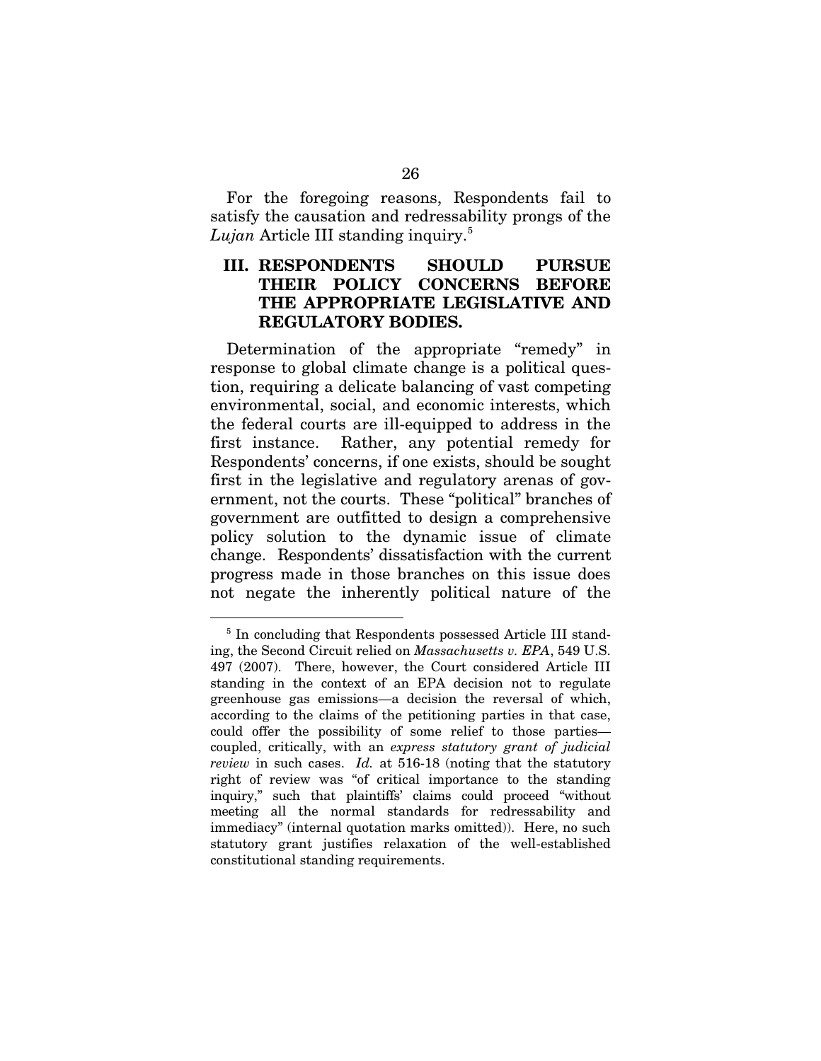For the foregoing reasons, Respondents fail to satisfy the causation and redressability prongs of the *Lujan* Article III standing inquiry.[5]

## III. RESPONDENTS SHOULD PURSUE THEIR POLICY CONCERNS BEFORE THE APPROPRIATE LEGISLATIVE AND REGULATORY BODIES.

Determination of the appropriate "remedy" in response to global climate change is a political question, requiring a delicate balancing of vast competing environmental, social, and economic interests, which the federal courts are ill-equipped to address in the first instance. Rather, any potential remedy for Respondents' concerns, if one exists, should be sought first in the legislative and regulatory arenas of government, not the courts. These "political" branches of government are outfitted to design a comprehensive policy solution to the dynamic issue of climate change. Respondents' dissatisfaction with the current progress made in those branches on this issue does not negate the inherently political nature of the

---

[5] In concluding that Respondents possessed Article III standing, the Second Circuit relied on *Massachusetts v. EPA*, 549 U.S. 497 (2007). There, however, the Court considered Article III standing in the context of an EPA decision not to regulate greenhouse gas emissions—a decision the reversal of which, according to the claims of the petitioning parties in that case, could offer the possibility of some relief to those parties—coupled, critically, with an *express statutory grant of judicial review* in such cases. *Id.* at 516-18 (noting that the statutory right of review was "of critical importance to the standing inquiry," such that plaintiffs' claims could proceed "without meeting all the normal standards for redressability and immediacy" (internal quotation marks omitted)). Here, no such statutory grant justifies relaxation of the well-established constitutional standing requirements.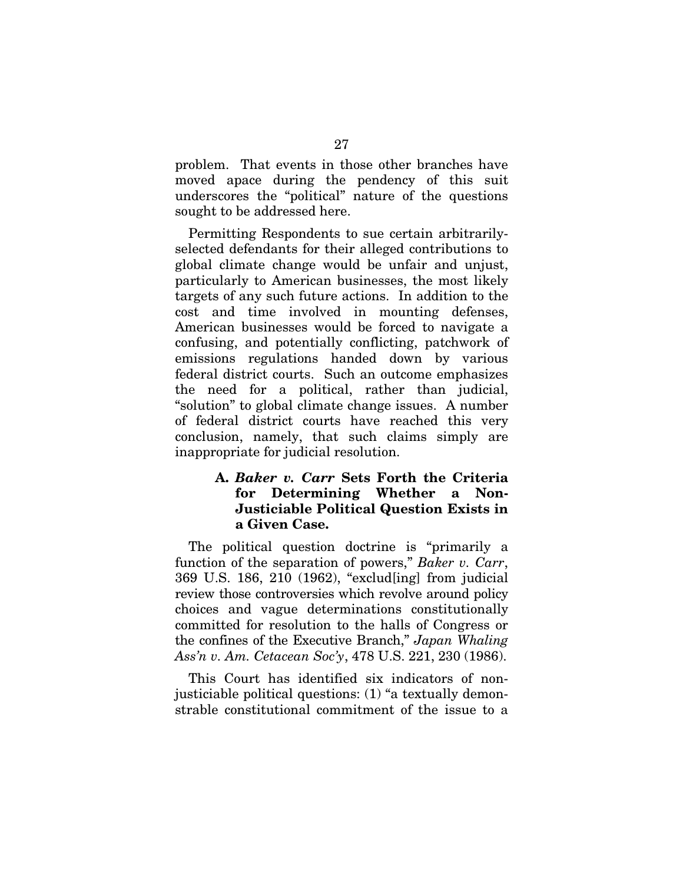problem. That events in those other branches have moved apace during the pendency of this suit underscores the "political" nature of the questions sought to be addressed here.

Permitting Respondents to sue certain arbitrarily-selected defendants for their alleged contributions to global climate change would be unfair and unjust, particularly to American businesses, the most likely targets of any such future actions. In addition to the cost and time involved in mounting defenses, American businesses would be forced to navigate a confusing, and potentially conflicting, patchwork of emissions regulations handed down by various federal district courts. Such an outcome emphasizes the need for a political, rather than judicial, "solution" to global climate change issues. A number of federal district courts have reached this very conclusion, namely, that such claims simply are inappropriate for judicial resolution.

### A. *Baker v. Carr* Sets Forth the Criteria for Determining Whether a Non-Justiciable Political Question Exists in a Given Case.

The political question doctrine is "primarily a function of the separation of powers," *Baker v. Carr*, 369 U.S. 186, 210 (1962), "exclud[ing] from judicial review those controversies which revolve around policy choices and vague determinations constitutionally committed for resolution to the halls of Congress or the confines of the Executive Branch," *Japan Whaling Ass'n v. Am. Cetacean Soc'y*, 478 U.S. 221, 230 (1986).

This Court has identified six indicators of non-justiciable political questions: (1) "a textually demonstrable constitutional commitment of the issue to a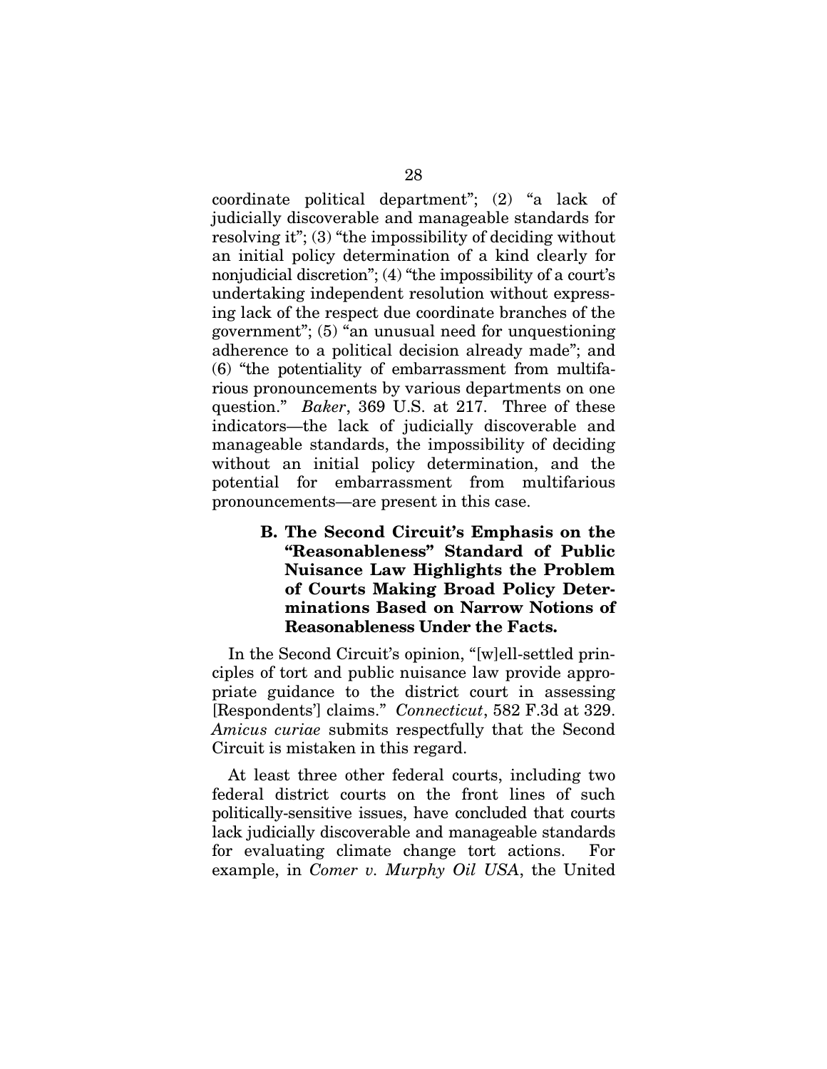coordinate political department"; (2) "a lack of judicially discoverable and manageable standards for resolving it"; (3) "the impossibility of deciding without an initial policy determination of a kind clearly for nonjudicial discretion"; (4) "the impossibility of a court's undertaking independent resolution without expressing lack of the respect due coordinate branches of the government"; (5) "an unusual need for unquestioning adherence to a political decision already made"; and (6) "the potentiality of embarrassment from multifarious pronouncements by various departments on one question." *Baker*, 369 U.S. at 217. Three of these indicators—the lack of judicially discoverable and manageable standards, the impossibility of deciding without an initial policy determination, and the potential for embarrassment from multifarious pronouncements—are present in this case.

### B. The Second Circuit's Emphasis on the "Reasonableness" Standard of Public Nuisance Law Highlights the Problem of Courts Making Broad Policy Determinations Based on Narrow Notions of Reasonableness Under the Facts.

In the Second Circuit's opinion, "[w]ell-settled principles of tort and public nuisance law provide appropriate guidance to the district court in assessing [Respondents'] claims." *Connecticut*, 582 F.3d at 329. *Amicus curiae* submits respectfully that the Second Circuit is mistaken in this regard.

At least three other federal courts, including two federal district courts on the front lines of such politically-sensitive issues, have concluded that courts lack judicially discoverable and manageable standards for evaluating climate change tort actions. For example, in *Comer v. Murphy Oil USA*, the United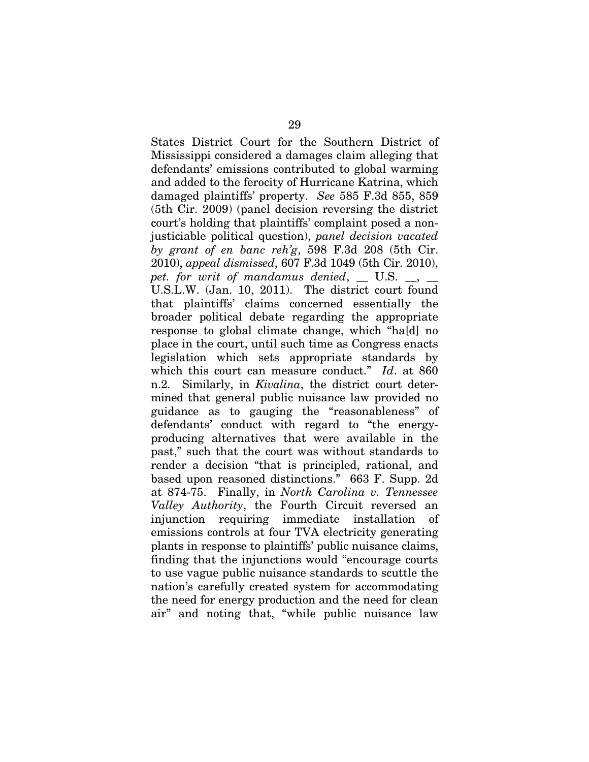States District Court for the Southern District of Mississippi considered a damages claim alleging that defendants' emissions contributed to global warming and added to the ferocity of Hurricane Katrina, which damaged plaintiffs' property. *See* 585 F.3d 855, 859 (5th Cir. 2009) (panel decision reversing the district court's holding that plaintiffs' complaint posed a non-justiciable political question), *panel decision vacated by grant of en banc reh'g*, 598 F.3d 208 (5th Cir. 2010), *appeal dismissed*, 607 F.3d 1049 (5th Cir. 2010), *pet. for writ of mandamus denied*, __ U.S. __, __ U.S.L.W. (Jan. 10, 2011). The district court found that plaintiffs' claims concerned essentially the broader political debate regarding the appropriate response to global climate change, which "ha[d] no place in the court, until such time as Congress enacts legislation which sets appropriate standards by which this court can measure conduct." *Id*. at 860 n.2. Similarly, in *Kivalina*, the district court determined that general public nuisance law provided no guidance as to gauging the "reasonableness" of defendants' conduct with regard to "the energy-producing alternatives that were available in the past," such that the court was without standards to render a decision "that is principled, rational, and based upon reasoned distinctions." 663 F. Supp. 2d at 874-75. Finally, in *North Carolina v. Tennessee Valley Authority*, the Fourth Circuit reversed an injunction requiring immediate installation of emissions controls at four TVA electricity generating plants in response to plaintiffs' public nuisance claims, finding that the injunctions would "encourage courts to use vague public nuisance standards to scuttle the nation's carefully created system for accommodating the need for energy production and the need for clean air" and noting that, "while public nuisance law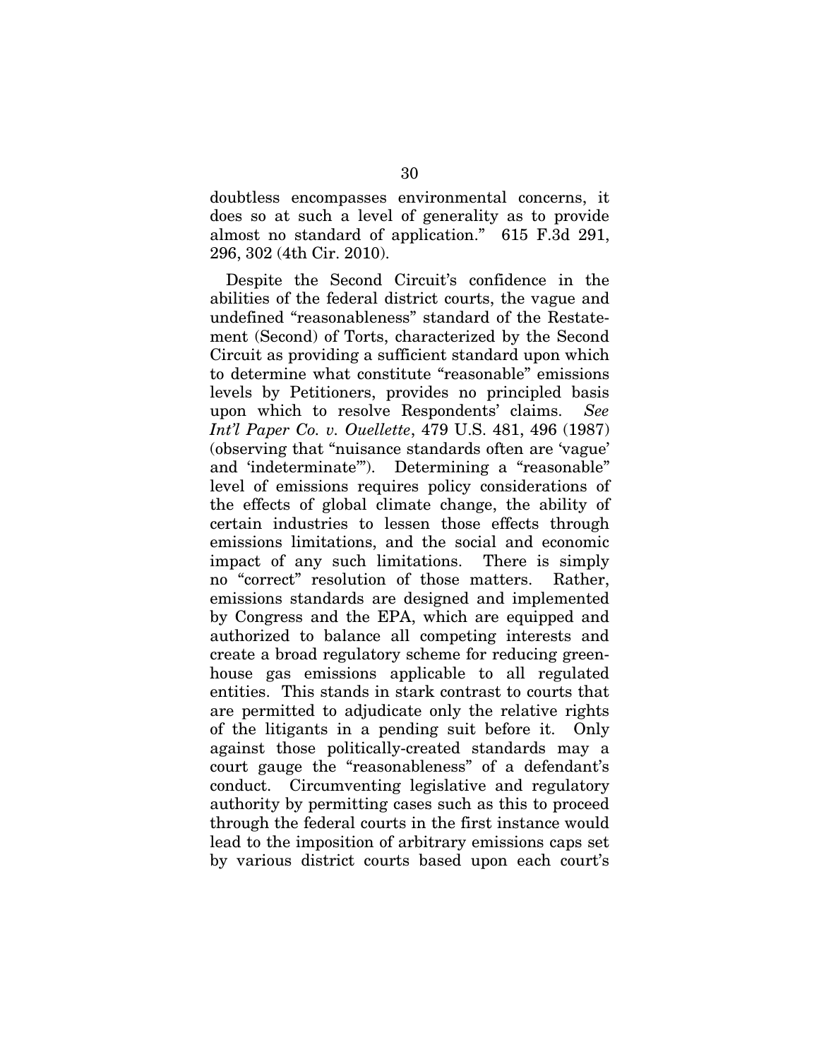doubtless encompasses environmental concerns, it does so at such a level of generality as to provide almost no standard of application." 615 F.3d 291, 296, 302 (4th Cir. 2010).

Despite the Second Circuit's confidence in the abilities of the federal district courts, the vague and undefined "reasonableness" standard of the Restatement (Second) of Torts, characterized by the Second Circuit as providing a sufficient standard upon which to determine what constitute "reasonable" emissions levels by Petitioners, provides no principled basis upon which to resolve Respondents' claims. *See Int'l Paper Co. v. Ouellette*, 479 U.S. 481, 496 (1987) (observing that "nuisance standards often are 'vague' and 'indeterminate'"). Determining a "reasonable" level of emissions requires policy considerations of the effects of global climate change, the ability of certain industries to lessen those effects through emissions limitations, and the social and economic impact of any such limitations. There is simply no "correct" resolution of those matters. Rather, emissions standards are designed and implemented by Congress and the EPA, which are equipped and authorized to balance all competing interests and create a broad regulatory scheme for reducing greenhouse gas emissions applicable to all regulated entities. This stands in stark contrast to courts that are permitted to adjudicate only the relative rights of the litigants in a pending suit before it. Only against those politically-created standards may a court gauge the "reasonableness" of a defendant's conduct. Circumventing legislative and regulatory authority by permitting cases such as this to proceed through the federal courts in the first instance would lead to the imposition of arbitrary emissions caps set by various district courts based upon each court's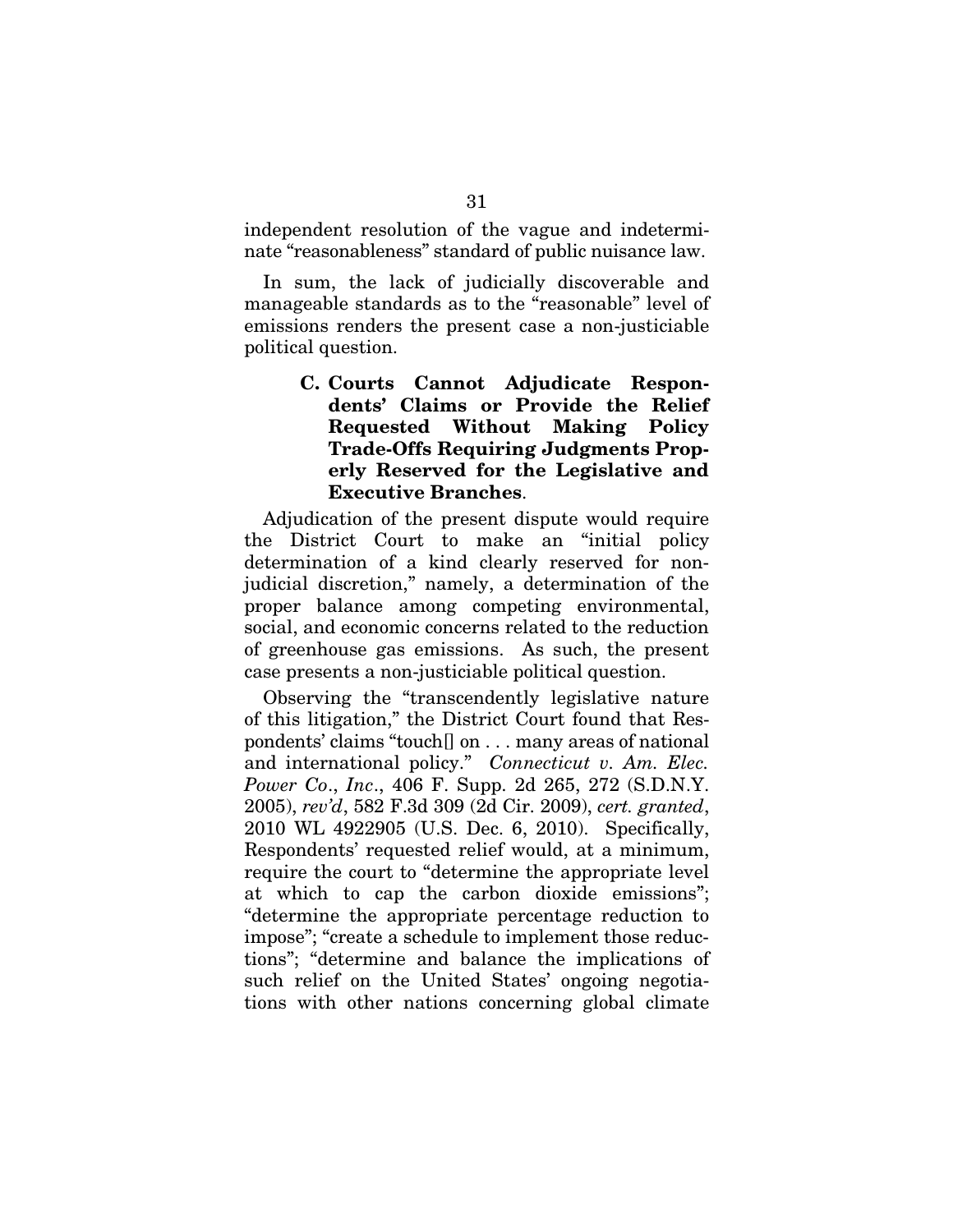independent resolution of the vague and indeterminate "reasonableness" standard of public nuisance law.

In sum, the lack of judicially discoverable and manageable standards as to the "reasonable" level of emissions renders the present case a non-justiciable political question.

### C. Courts Cannot Adjudicate Respondents' Claims or Provide the Relief Requested Without Making Policy Trade-Offs Requiring Judgments Properly Reserved for the Legislative and Executive Branches.

Adjudication of the present dispute would require the District Court to make an "initial policy determination of a kind clearly reserved for non-judicial discretion," namely, a determination of the proper balance among competing environmental, social, and economic concerns related to the reduction of greenhouse gas emissions. As such, the present case presents a non-justiciable political question.

Observing the "transcendently legislative nature of this litigation," the District Court found that Respondents' claims "touch[] on . . . many areas of national and international policy." *Connecticut v. Am. Elec. Power Co., Inc.*, 406 F. Supp. 2d 265, 272 (S.D.N.Y. 2005), *rev'd*, 582 F.3d 309 (2d Cir. 2009), *cert. granted*, 2010 WL 4922905 (U.S. Dec. 6, 2010). Specifically, Respondents' requested relief would, at a minimum, require the court to "determine the appropriate level at which to cap the carbon dioxide emissions"; "determine the appropriate percentage reduction to impose"; "create a schedule to implement those reductions"; "determine and balance the implications of such relief on the United States' ongoing negotiations with other nations concerning global climate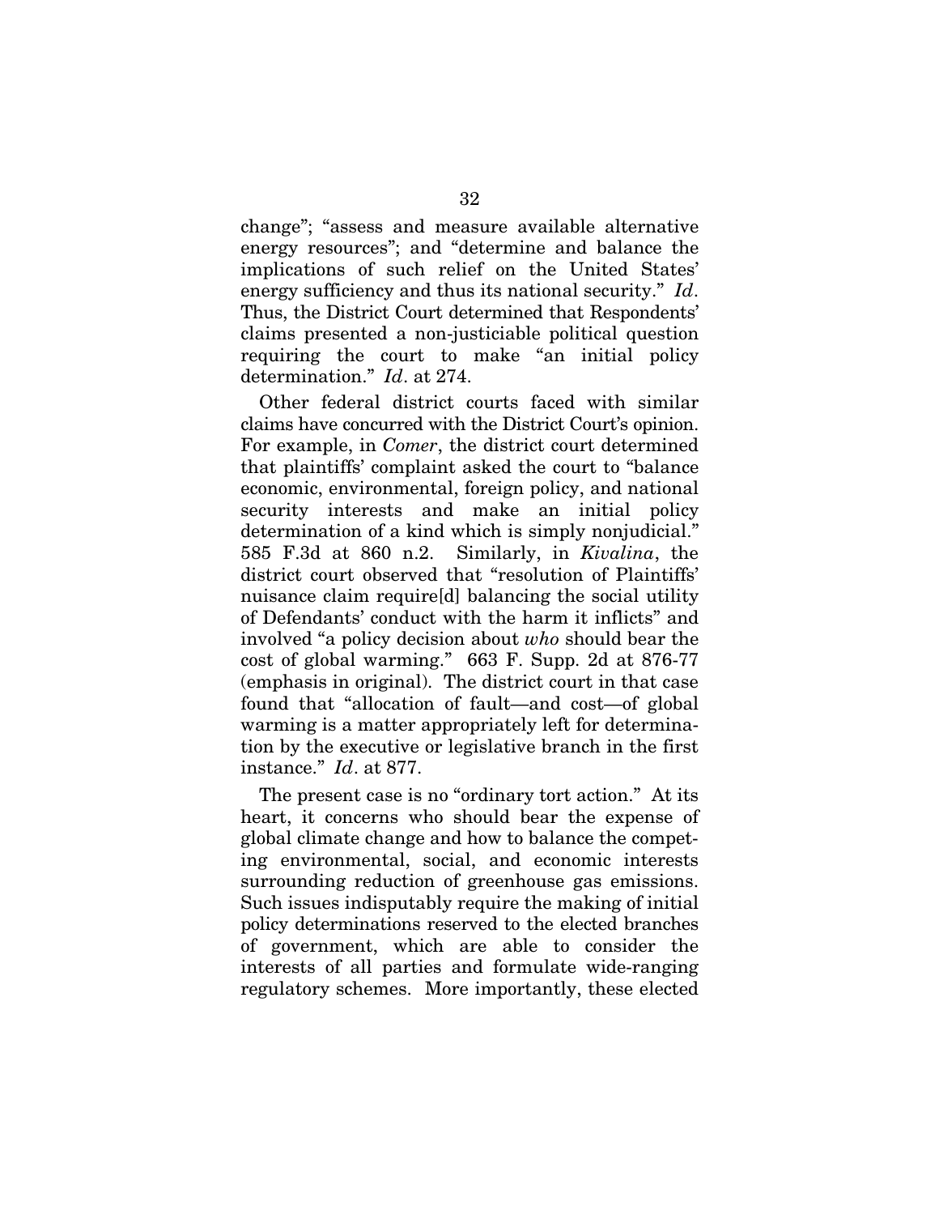change"; "assess and measure available alternative energy resources"; and "determine and balance the implications of such relief on the United States' energy sufficiency and thus its national security." *Id*. Thus, the District Court determined that Respondents' claims presented a non-justiciable political question requiring the court to make "an initial policy determination." *Id*. at 274.

Other federal district courts faced with similar claims have concurred with the District Court's opinion. For example, in *Comer*, the district court determined that plaintiffs' complaint asked the court to "balance economic, environmental, foreign policy, and national security interests and make an initial policy determination of a kind which is simply nonjudicial." 585 F.3d at 860 n.2. Similarly, in *Kivalina*, the district court observed that "resolution of Plaintiffs' nuisance claim require[d] balancing the social utility of Defendants' conduct with the harm it inflicts" and involved "a policy decision about *who* should bear the cost of global warming." 663 F. Supp. 2d at 876-77 (emphasis in original). The district court in that case found that "allocation of fault—and cost—of global warming is a matter appropriately left for determination by the executive or legislative branch in the first instance." *Id*. at 877.

The present case is no "ordinary tort action." At its heart, it concerns who should bear the expense of global climate change and how to balance the competing environmental, social, and economic interests surrounding reduction of greenhouse gas emissions. Such issues indisputably require the making of initial policy determinations reserved to the elected branches of government, which are able to consider the interests of all parties and formulate wide-ranging regulatory schemes. More importantly, these elected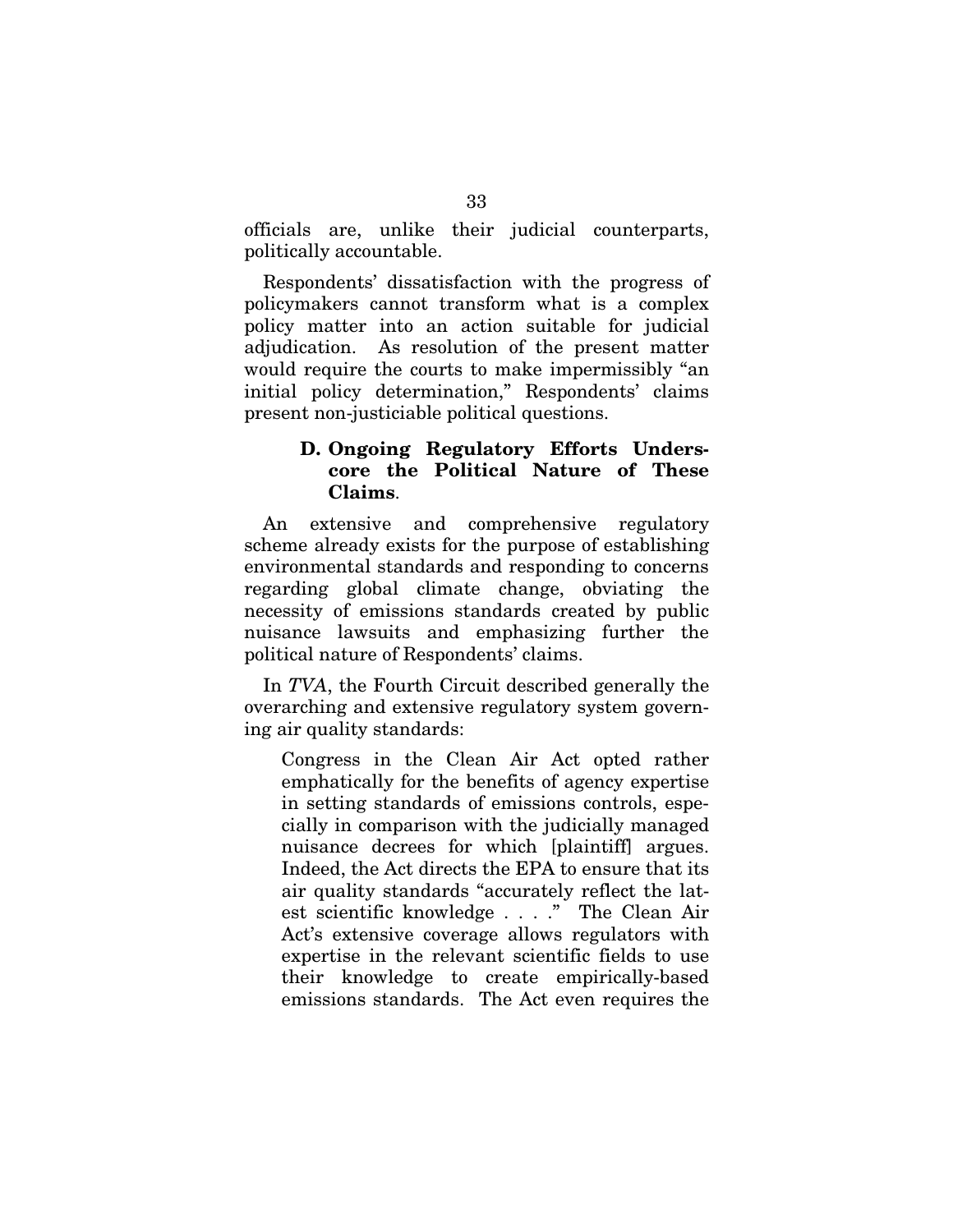officials are, unlike their judicial counterparts, politically accountable.

Respondents' dissatisfaction with the progress of policymakers cannot transform what is a complex policy matter into an action suitable for judicial adjudication. As resolution of the present matter would require the courts to make impermissibly "an initial policy determination," Respondents' claims present non-justiciable political questions.

### D. Ongoing Regulatory Efforts Underscore the Political Nature of These Claims.

An extensive and comprehensive regulatory scheme already exists for the purpose of establishing environmental standards and responding to concerns regarding global climate change, obviating the necessity of emissions standards created by public nuisance lawsuits and emphasizing further the political nature of Respondents' claims.

In *TVA*, the Fourth Circuit described generally the overarching and extensive regulatory system governing air quality standards:

> Congress in the Clean Air Act opted rather emphatically for the benefits of agency expertise in setting standards of emissions controls, especially in comparison with the judicially managed nuisance decrees for which [plaintiff] argues. Indeed, the Act directs the EPA to ensure that its air quality standards "accurately reflect the latest scientific knowledge . . . ." The Clean Air Act's extensive coverage allows regulators with expertise in the relevant scientific fields to use their knowledge to create empirically-based emissions standards. The Act even requires the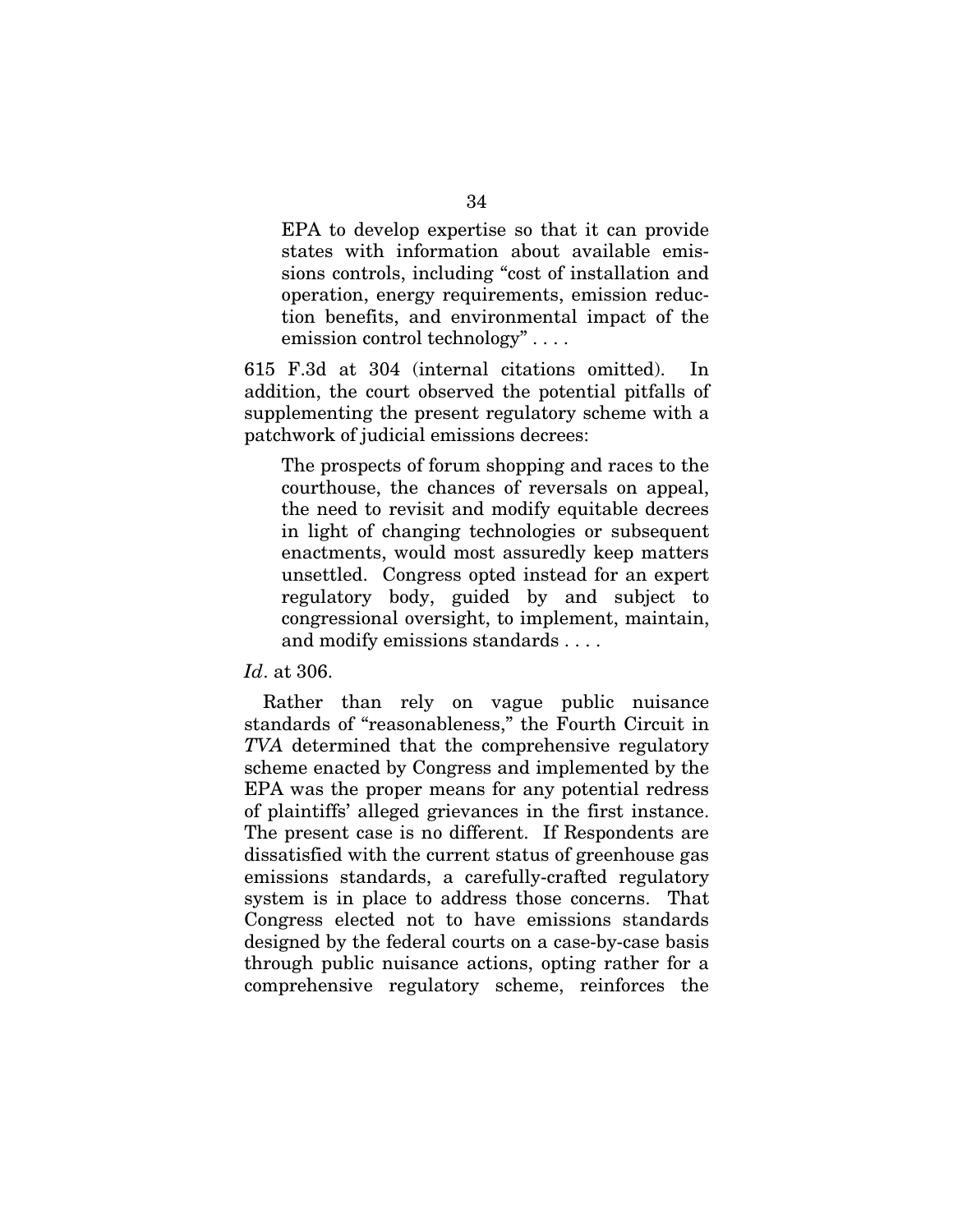> EPA to develop expertise so that it can provide states with information about available emissions controls, including "cost of installation and operation, energy requirements, emission reduction benefits, and environmental impact of the emission control technology" . . . .

615 F.3d at 304 (internal citations omitted). In addition, the court observed the potential pitfalls of supplementing the present regulatory scheme with a patchwork of judicial emissions decrees:

> The prospects of forum shopping and races to the courthouse, the chances of reversals on appeal, the need to revisit and modify equitable decrees in light of changing technologies or subsequent enactments, would most assuredly keep matters unsettled. Congress opted instead for an expert regulatory body, guided by and subject to congressional oversight, to implement, maintain, and modify emissions standards . . . .

*Id*. at 306.

Rather than rely on vague public nuisance standards of "reasonableness," the Fourth Circuit in *TVA* determined that the comprehensive regulatory scheme enacted by Congress and implemented by the EPA was the proper means for any potential redress of plaintiffs' alleged grievances in the first instance. The present case is no different. If Respondents are dissatisfied with the current status of greenhouse gas emissions standards, a carefully-crafted regulatory system is in place to address those concerns. That Congress elected not to have emissions standards designed by the federal courts on a case-by-case basis through public nuisance actions, opting rather for a comprehensive regulatory scheme, reinforces the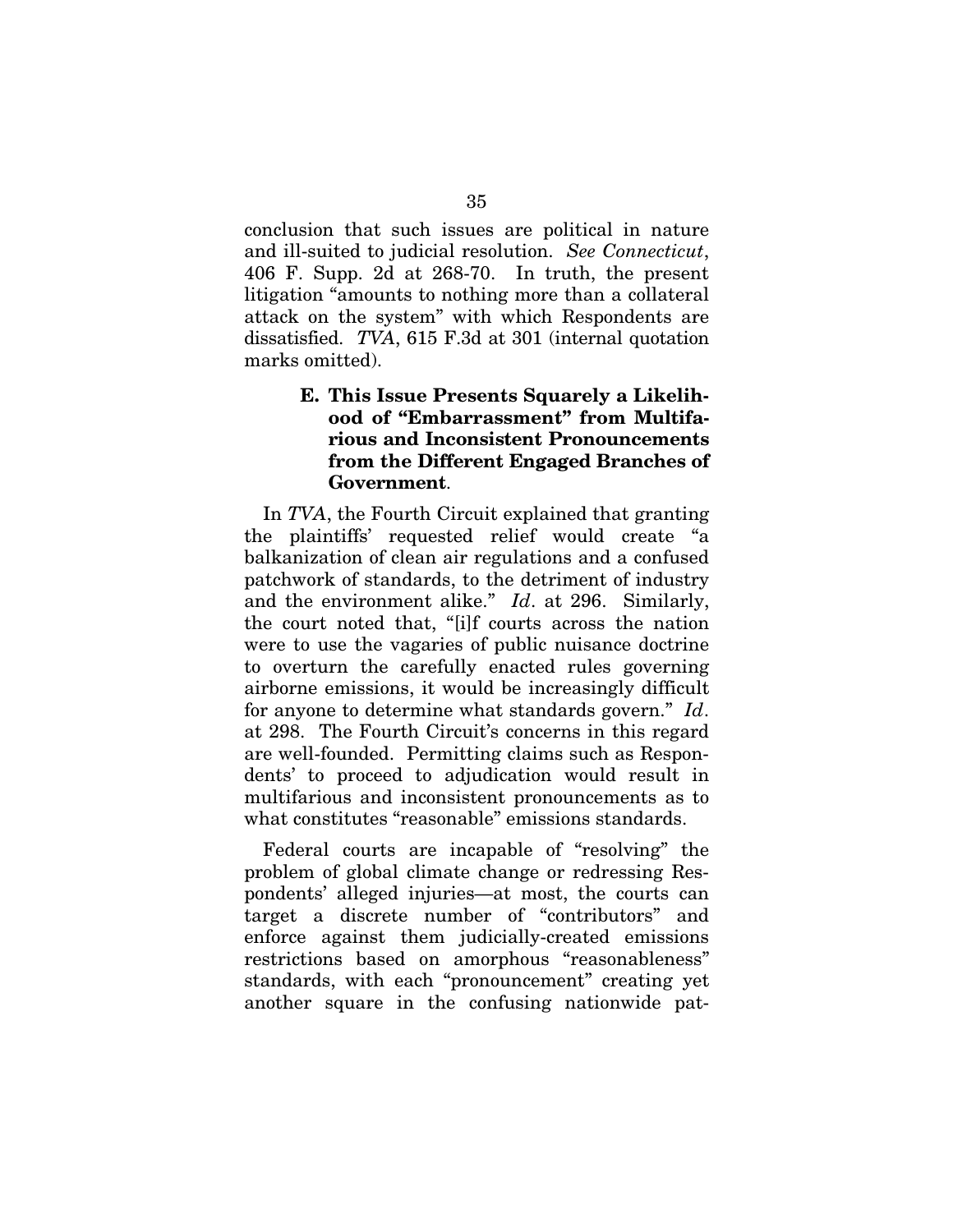conclusion that such issues are political in nature and ill-suited to judicial resolution. *See Connecticut*, 406 F. Supp. 2d at 268-70. In truth, the present litigation "amounts to nothing more than a collateral attack on the system" with which Respondents are dissatisfied. *TVA*, 615 F.3d at 301 (internal quotation marks omitted).

### E. This Issue Presents Squarely a Likelihood of "Embarrassment" from Multifarious and Inconsistent Pronouncements from the Different Engaged Branches of Government.

In *TVA*, the Fourth Circuit explained that granting the plaintiffs' requested relief would create "a balkanization of clean air regulations and a confused patchwork of standards, to the detriment of industry and the environment alike." *Id*. at 296. Similarly, the court noted that, "[i]f courts across the nation were to use the vagaries of public nuisance doctrine to overturn the carefully enacted rules governing airborne emissions, it would be increasingly difficult for anyone to determine what standards govern." *Id*. at 298. The Fourth Circuit's concerns in this regard are well-founded. Permitting claims such as Respondents' to proceed to adjudication would result in multifarious and inconsistent pronouncements as to what constitutes "reasonable" emissions standards.

Federal courts are incapable of "resolving" the problem of global climate change or redressing Respondents' alleged injuries—at most, the courts can target a discrete number of "contributors" and enforce against them judicially-created emissions restrictions based on amorphous "reasonableness" standards, with each "pronouncement" creating yet another square in the confusing nationwide pat-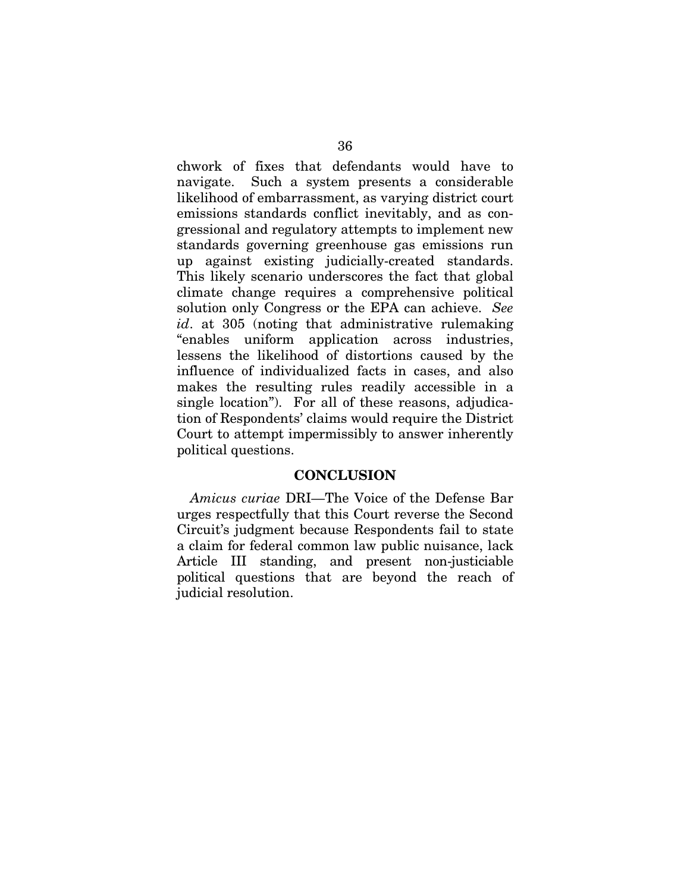chwork of fixes that defendants would have to navigate. Such a system presents a considerable likelihood of embarrassment, as varying district court emissions standards conflict inevitably, and as congressional and regulatory attempts to implement new standards governing greenhouse gas emissions run up against existing judicially-created standards. This likely scenario underscores the fact that global climate change requires a comprehensive political solution only Congress or the EPA can achieve. *See id*. at 305 (noting that administrative rulemaking "enables uniform application across industries, lessens the likelihood of distortions caused by the influence of individualized facts in cases, and also makes the resulting rules readily accessible in a single location"). For all of these reasons, adjudication of Respondents' claims would require the District Court to attempt impermissibly to answer inherently political questions.

## CONCLUSION

*Amicus curiae* DRI—The Voice of the Defense Bar urges respectfully that this Court reverse the Second Circuit's judgment because Respondents fail to state a claim for federal common law public nuisance, lack Article III standing, and present non-justiciable political questions that are beyond the reach of judicial resolution.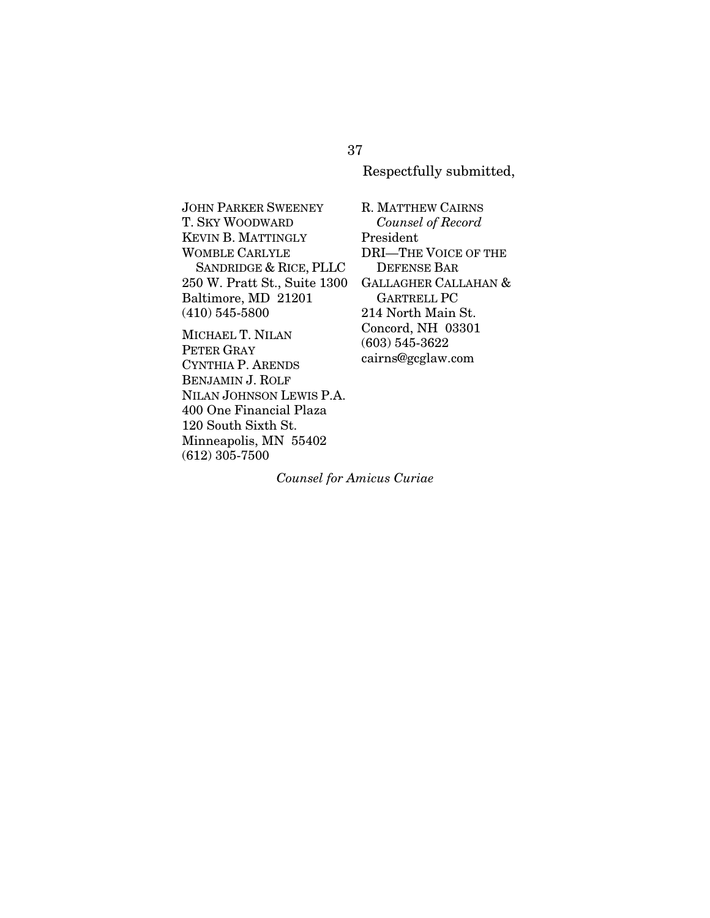Respectfully submitted,

R. MATTHEW CAIRNS
*Counsel of Record*
President
DRI—THE VOICE OF THE DEFENSE BAR
GALLAGHER CALLAHAN & GARTRELL PC
214 North Main St.
Concord, NH 03301
(603) 545-3622
cairns@gcglaw.com

JOHN PARKER SWEENEY
T. SKY WOODWARD
KEVIN B. MATTINGLY
WOMBLE CARLYLE SANDRIDGE & RICE, PLLC
250 W. Pratt St., Suite 1300
Baltimore, MD 21201
(410) 545-5800

MICHAEL T. NILAN
PETER GRAY
CYNTHIA P. ARENDS
BENJAMIN J. ROLF
NILAN JOHNSON LEWIS P.A.
400 One Financial Plaza
120 South Sixth St.
Minneapolis, MN 55402
(612) 305-7500

*Counsel for Amicus Curiae*